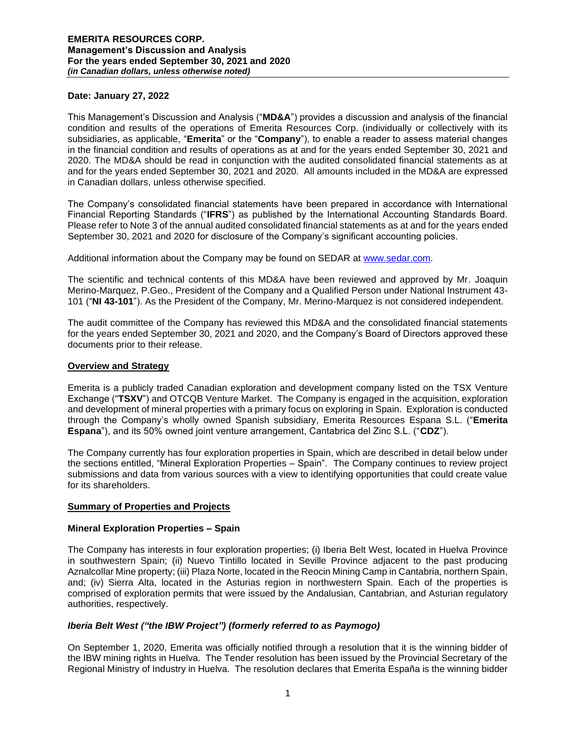**Date: January 27, 2022**

This Management's Discussion and Analysis ("**MD&A**") provides a discussion and analysis of the financial condition and results of the operations of Emerita Resources Corp. (individually or collectively with its subsidiaries, as applicable, "**Emerita**" or the "**Company**"), to enable a reader to assess material changes in the financial condition and results of operations as at and for the years ended September 30, 2021 and 2020. The MD&A should be read in conjunction with the audited consolidated financial statements as at and for the years ended September 30, 2021 and 2020. All amounts included in the MD&A are expressed in Canadian dollars, unless otherwise specified.

The Company's consolidated financial statements have been prepared in accordance with International Financial Reporting Standards ("**IFRS**") as published by the International Accounting Standards Board. Please refer to Note 3 of the annual audited consolidated financial statements as at and for the years ended September 30, 2021 and 2020 for disclosure of the Company's significant accounting policies.

Additional information about the Company may be found on SEDAR at www.sedar.com.

The scientific and technical contents of this MD&A have been reviewed and approved by Mr. Joaquin Merino-Marquez, P.Geo., President of the Company and a Qualified Person under National Instrument 43-101 ("**NI 43-101**"). As the President of the Company, Mr. Merino-Marquez is not considered independent.

The audit committee of the Company has reviewed this MD&A and the consolidated financial statements for the years ended September 30, 2021 and 2020, and the Company's Board of Directors approved these documents prior to their release.

## Overview and Strategy

Emerita is a publicly traded Canadian exploration and development company listed on the TSX Venture Exchange ("**TSXV**") and OTCQB Venture Market. The Company is engaged in the acquisition, exploration and development of mineral properties with a primary focus on exploring in Spain. Exploration is conducted through the Company's wholly owned Spanish subsidiary, Emerita Resources Espana S.L. ("**Emerita Espana**"), and its 50% owned joint venture arrangement, Cantabrica del Zinc S.L. ("**CDZ**").

The Company currently has four exploration properties in Spain, which are described in detail below under the sections entitled, "Mineral Exploration Properties – Spain". The Company continues to review project submissions and data from various sources with a view to identifying opportunities that could create value for its shareholders.

## Summary of Properties and Projects

### Mineral Exploration Properties – Spain

The Company has interests in four exploration properties; (i) Iberia Belt West, located in Huelva Province in southwestern Spain; (ii) Nuevo Tintillo located in Seville Province adjacent to the past producing Aznalcollar Mine property; (iii) Plaza Norte, located in the Reocin Mining Camp in Cantabria, northern Spain, and; (iv) Sierra Alta, located in the Asturias region in northwestern Spain. Each of the properties is comprised of exploration permits that were issued by the Andalusian, Cantabrian, and Asturian regulatory authorities, respectively.

#### *Iberia Belt West ("the IBW Project") (formerly referred to as Paymogo)*

On September 1, 2020, Emerita was officially notified through a resolution that it is the winning bidder of the IBW mining rights in Huelva. The Tender resolution has been issued by the Provincial Secretary of the Regional Ministry of Industry in Huelva. The resolution declares that Emerita España is the winning bidder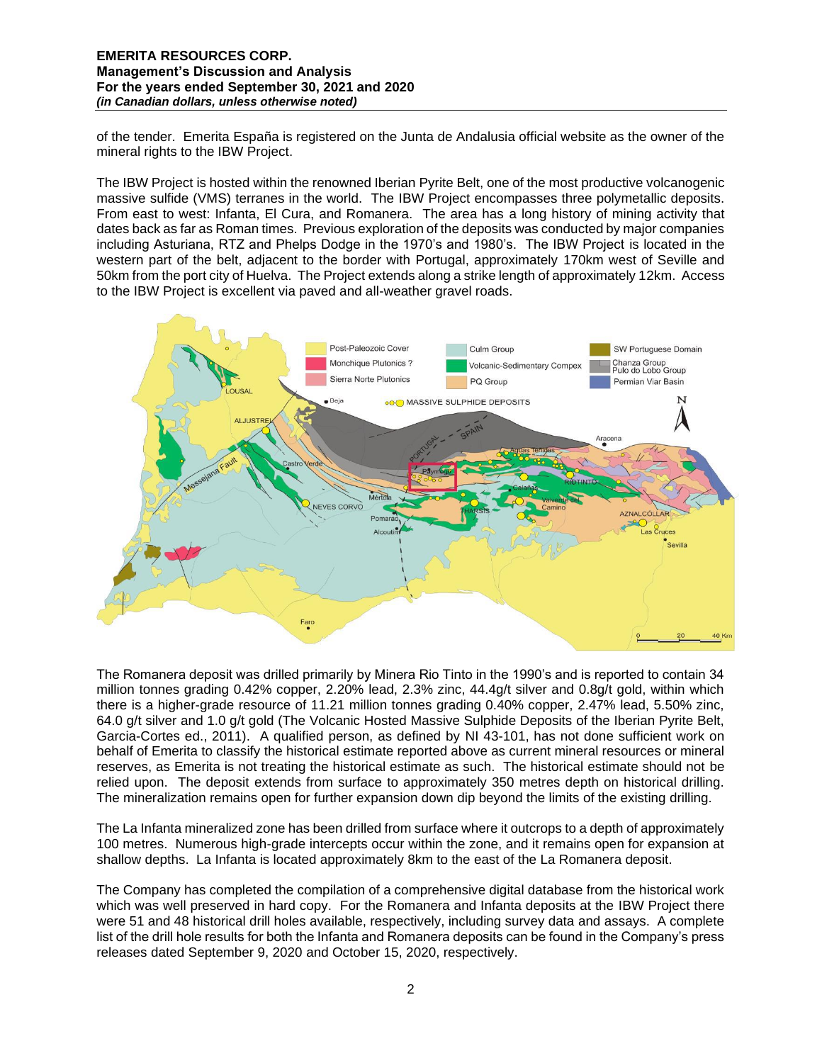of the tender. Emerita España is registered on the Junta de Andalusia official website as the owner of the mineral rights to the IBW Project.

The IBW Project is hosted within the renowned Iberian Pyrite Belt, one of the most productive volcanogenic massive sulfide (VMS) terranes in the world. The IBW Project encompasses three polymetallic deposits. From east to west: Infanta, El Cura, and Romanera. The area has a long history of mining activity that dates back as far as Roman times. Previous exploration of the deposits was conducted by major companies including Asturiana, RTZ and Phelps Dodge in the 1970's and 1980's. The IBW Project is located in the western part of the belt, adjacent to the border with Portugal, approximately 170km west of Seville and 50km from the port city of Huelva. The Project extends along a strike length of approximately 12km. Access to the IBW Project is excellent via paved and all-weather gravel roads.

The Romanera deposit was drilled primarily by Minera Rio Tinto in the 1990's and is reported to contain 34 million tonnes grading 0.42% copper, 2.20% lead, 2.3% zinc, 44.4g/t silver and 0.8g/t gold, within which there is a higher-grade resource of 11.21 million tonnes grading 0.40% copper, 2.47% lead, 5.50% zinc, 64.0 g/t silver and 1.0 g/t gold (The Volcanic Hosted Massive Sulphide Deposits of the Iberian Pyrite Belt, Garcia-Cortes ed., 2011). A qualified person, as defined by NI 43-101, has not done sufficient work on behalf of Emerita to classify the historical estimate reported above as current mineral resources or mineral reserves, as Emerita is not treating the historical estimate as such. The historical estimate should not be relied upon. The deposit extends from surface to approximately 350 metres depth on historical drilling. The mineralization remains open for further expansion down dip beyond the limits of the existing drilling.

The La Infanta mineralized zone has been drilled from surface where it outcrops to a depth of approximately 100 metres. Numerous high-grade intercepts occur within the zone, and it remains open for expansion at shallow depths. La Infanta is located approximately 8km to the east of the La Romanera deposit.

The Company has completed the compilation of a comprehensive digital database from the historical work which was well preserved in hard copy. For the Romanera and Infanta deposits at the IBW Project there were 51 and 48 historical drill holes available, respectively, including survey data and assays. A complete list of the drill hole results for both the Infanta and Romanera deposits can be found in the Company's press releases dated September 9, 2020 and October 15, 2020, respectively.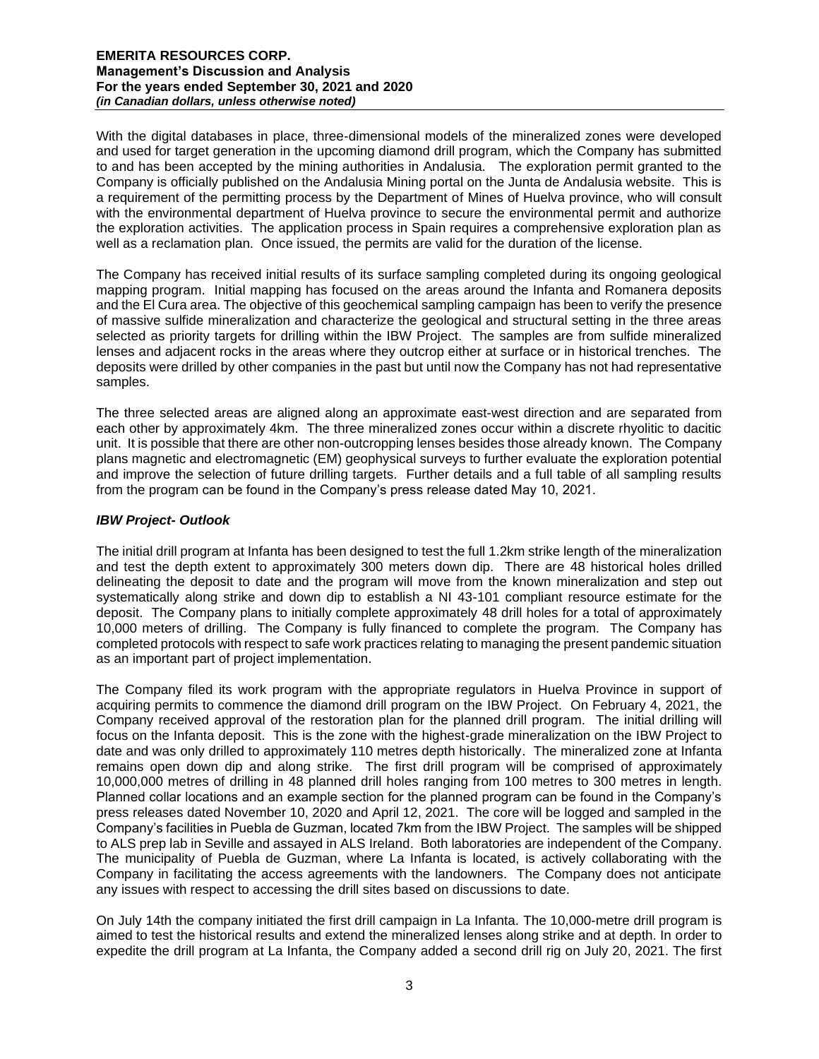With the digital databases in place, three-dimensional models of the mineralized zones were developed and used for target generation in the upcoming diamond drill program, which the Company has submitted to and has been accepted by the mining authorities in Andalusia. The exploration permit granted to the Company is officially published on the Andalusia Mining portal on the Junta de Andalusia website. This is a requirement of the permitting process by the Department of Mines of Huelva province, who will consult with the environmental department of Huelva province to secure the environmental permit and authorize the exploration activities. The application process in Spain requires a comprehensive exploration plan as well as a reclamation plan. Once issued, the permits are valid for the duration of the license.

The Company has received initial results of its surface sampling completed during its ongoing geological mapping program. Initial mapping has focused on the areas around the Infanta and Romanera deposits and the El Cura area. The objective of this geochemical sampling campaign has been to verify the presence of massive sulfide mineralization and characterize the geological and structural setting in the three areas selected as priority targets for drilling within the IBW Project. The samples are from sulfide mineralized lenses and adjacent rocks in the areas where they outcrop either at surface or in historical trenches. The deposits were drilled by other companies in the past but until now the Company has not had representative samples.

The three selected areas are aligned along an approximate east-west direction and are separated from each other by approximately 4km. The three mineralized zones occur within a discrete rhyolitic to dacitic unit. It is possible that there are other non-outcropping lenses besides those already known. The Company plans magnetic and electromagnetic (EM) geophysical surveys to further evaluate the exploration potential and improve the selection of future drilling targets. Further details and a full table of all sampling results from the program can be found in the Company's press release dated May 10, 2021.

### *IBW Project- Outlook*

The initial drill program at Infanta has been designed to test the full 1.2km strike length of the mineralization and test the depth extent to approximately 300 meters down dip. There are 48 historical holes drilled delineating the deposit to date and the program will move from the known mineralization and step out systematically along strike and down dip to establish a NI 43-101 compliant resource estimate for the deposit. The Company plans to initially complete approximately 48 drill holes for a total of approximately 10,000 meters of drilling. The Company is fully financed to complete the program. The Company has completed protocols with respect to safe work practices relating to managing the present pandemic situation as an important part of project implementation.

The Company filed its work program with the appropriate regulators in Huelva Province in support of acquiring permits to commence the diamond drill program on the IBW Project. On February 4, 2021, the Company received approval of the restoration plan for the planned drill program. The initial drilling will focus on the Infanta deposit. This is the zone with the highest-grade mineralization on the IBW Project to date and was only drilled to approximately 110 metres depth historically. The mineralized zone at Infanta remains open down dip and along strike. The first drill program will be comprised of approximately 10,000,000 metres of drilling in 48 planned drill holes ranging from 100 metres to 300 metres in length. Planned collar locations and an example section for the planned program can be found in the Company's press releases dated November 10, 2020 and April 12, 2021. The core will be logged and sampled in the Company's facilities in Puebla de Guzman, located 7km from the IBW Project. The samples will be shipped to ALS prep lab in Seville and assayed in ALS Ireland. Both laboratories are independent of the Company. The municipality of Puebla de Guzman, where La Infanta is located, is actively collaborating with the Company in facilitating the access agreements with the landowners. The Company does not anticipate any issues with respect to accessing the drill sites based on discussions to date.

On July 14th the company initiated the first drill campaign in La Infanta. The 10,000-metre drill program is aimed to test the historical results and extend the mineralized lenses along strike and at depth. In order to expedite the drill program at La Infanta, the Company added a second drill rig on July 20, 2021. The first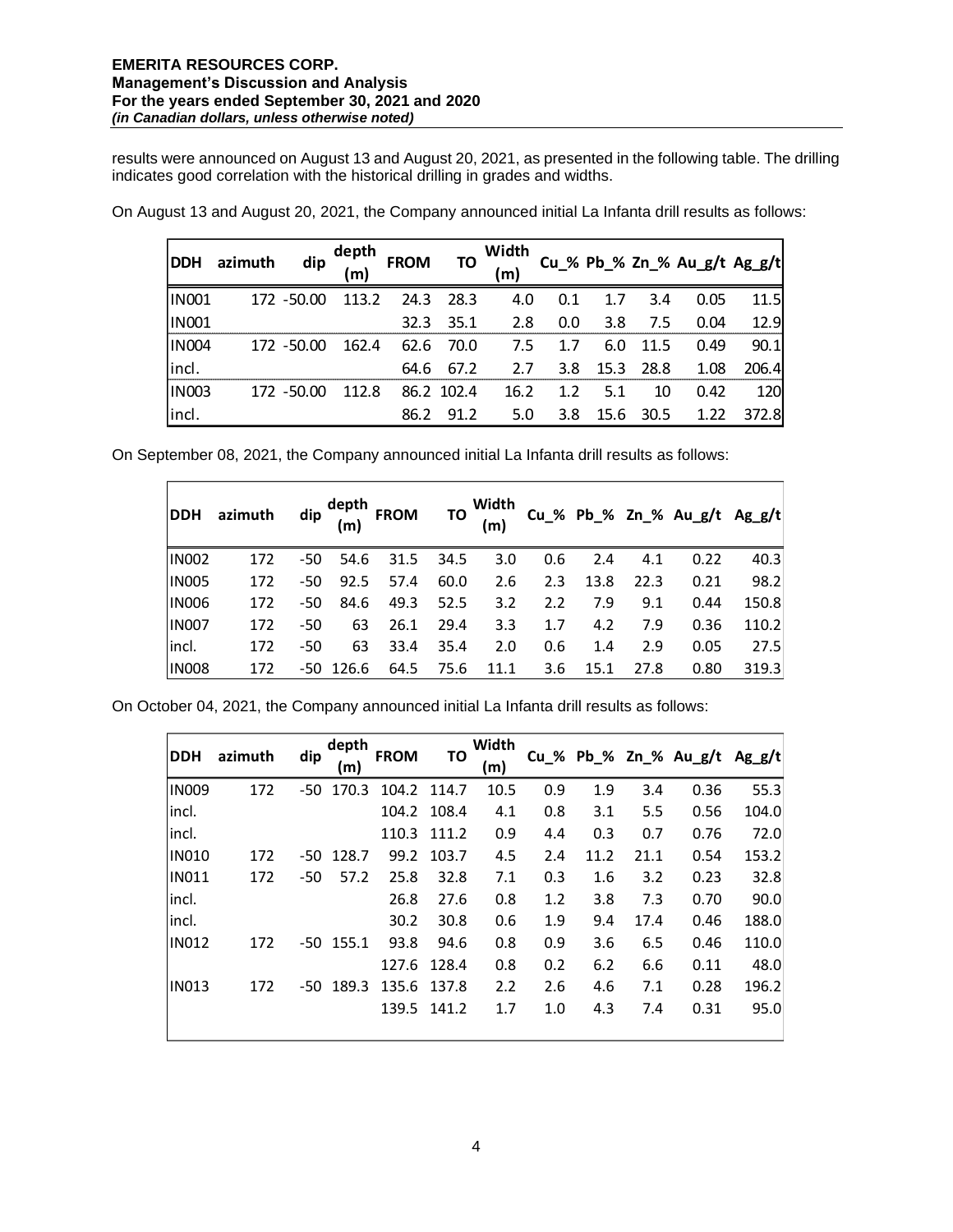results were announced on August 13 and August 20, 2021, as presented in the following table. The drilling indicates good correlation with the historical drilling in grades and widths.

On August 13 and August 20, 2021, the Company announced initial La Infanta drill results as follows:

| DDH | azimuth | dip | depth (m) | FROM | TO | Width (m) | Cu_% | Pb_% | Zn_% | Au_g/t | Ag_g/t |
|---|---|---|---|---|---|---|---|---|---|---|---|
| IN001 | 172 | -50.00 | 113.2 | 24.3 | 28.3 | 4.0 | 0.1 | 1.7 | 3.4 | 0.05 | 11.5 |
| IN001 | | | | 32.3 | 35.1 | 2.8 | 0.0 | 3.8 | 7.5 | 0.04 | 12.9 |
| IN004 | 172 | -50.00 | 162.4 | 62.6 | 70.0 | 7.5 | 1.7 | 6.0 | 11.5 | 0.49 | 90.1 |
| incl. | | | | 64.6 | 67.2 | 2.7 | 3.8 | 15.3 | 28.8 | 1.08 | 206.4 |
| IN003 | 172 | -50.00 | 112.8 | 86.2 | 102.4 | 16.2 | 1.2 | 5.1 | 10 | 0.42 | 120 |
| incl. | | | | 86.2 | 91.2 | 5.0 | 3.8 | 15.6 | 30.5 | 1.22 | 372.8 |

On September 08, 2021, the Company announced initial La Infanta drill results as follows:

| DDH | azimuth | dip | depth (m) | FROM | TO | Width (m) | Cu_% | Pb_% | Zn_% | Au_g/t | Ag_g/t |
|---|---|---|---|---|---|---|---|---|---|---|---|
| IN002 | 172 | -50 | 54.6 | 31.5 | 34.5 | 3.0 | 0.6 | 2.4 | 4.1 | 0.22 | 40.3 |
| IN005 | 172 | -50 | 92.5 | 57.4 | 60.0 | 2.6 | 2.3 | 13.8 | 22.3 | 0.21 | 98.2 |
| IN006 | 172 | -50 | 84.6 | 49.3 | 52.5 | 3.2 | 2.2 | 7.9 | 9.1 | 0.44 | 150.8 |
| IN007 | 172 | -50 | 63 | 26.1 | 29.4 | 3.3 | 1.7 | 4.2 | 7.9 | 0.36 | 110.2 |
| incl. | 172 | -50 | 63 | 33.4 | 35.4 | 2.0 | 0.6 | 1.4 | 2.9 | 0.05 | 27.5 |
| IN008 | 172 | -50 | 126.6 | 64.5 | 75.6 | 11.1 | 3.6 | 15.1 | 27.8 | 0.80 | 319.3 |

On October 04, 2021, the Company announced initial La Infanta drill results as follows:

| DDH | azimuth | dip | depth (m) | FROM | TO | Width (m) | Cu_% | Pb_% | Zn_% | Au_g/t | Ag_g/t |
|---|---|---|---|---|---|---|---|---|---|---|---|
| IN009 | 172 | -50 | 170.3 | 104.2 | 114.7 | 10.5 | 0.9 | 1.9 | 3.4 | 0.36 | 55.3 |
| incl. | | | | 104.2 | 108.4 | 4.1 | 0.8 | 3.1 | 5.5 | 0.56 | 104.0 |
| incl. | | | | 110.3 | 111.2 | 0.9 | 4.4 | 0.3 | 0.7 | 0.76 | 72.0 |
| IN010 | 172 | -50 | 128.7 | 99.2 | 103.7 | 4.5 | 2.4 | 11.2 | 21.1 | 0.54 | 153.2 |
| IN011 | 172 | -50 | 57.2 | 25.8 | 32.8 | 7.1 | 0.3 | 1.6 | 3.2 | 0.23 | 32.8 |
| incl. | | | | 26.8 | 27.6 | 0.8 | 1.2 | 3.8 | 7.3 | 0.70 | 90.0 |
| incl. | | | | 30.2 | 30.8 | 0.6 | 1.9 | 9.4 | 17.4 | 0.46 | 188.0 |
| IN012 | 172 | -50 | 155.1 | 93.8 | 94.6 | 0.8 | 0.9 | 3.6 | 6.5 | 0.46 | 110.0 |
| | | | | 127.6 | 128.4 | 0.8 | 0.2 | 6.2 | 6.6 | 0.11 | 48.0 |
| IN013 | 172 | -50 | 189.3 | 135.6 | 137.8 | 2.2 | 2.6 | 4.6 | 7.1 | 0.28 | 196.2 |
| | | | | 139.5 | 141.2 | 1.7 | 1.0 | 4.3 | 7.4 | 0.31 | 95.0 |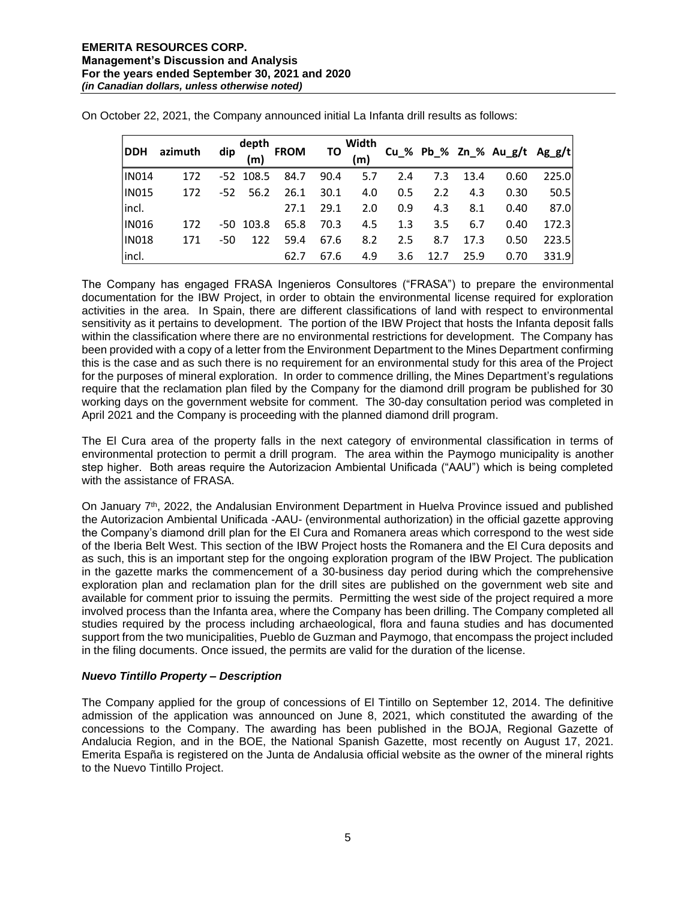On October 22, 2021, the Company announced initial La Infanta drill results as follows:

| DDH | azimuth | dip | depth (m) | FROM | TO | Width (m) | Cu_% | Pb_% | Zn_% | Au_g/t | Ag_g/t |
|---|---|---|---|---|---|---|---|---|---|---|---|
| IN014 | 172 | -52 | 108.5 | 84.7 | 90.4 | 5.7 | 2.4 | 7.3 | 13.4 | 0.60 | 225.0 |
| IN015 | 172 | -52 | 56.2 | 26.1 | 30.1 | 4.0 | 0.5 | 2.2 | 4.3 | 0.30 | 50.5 |
| incl. | | | | 27.1 | 29.1 | 2.0 | 0.9 | 4.3 | 8.1 | 0.40 | 87.0 |
| IN016 | 172 | -50 | 103.8 | 65.8 | 70.3 | 4.5 | 1.3 | 3.5 | 6.7 | 0.40 | 172.3 |
| IN018 | 171 | -50 | 122 | 59.4 | 67.6 | 8.2 | 2.5 | 8.7 | 17.3 | 0.50 | 223.5 |
| incl. | | | | 62.7 | 67.6 | 4.9 | 3.6 | 12.7 | 25.9 | 0.70 | 331.9 |

The Company has engaged FRASA Ingenieros Consultores ("FRASA") to prepare the environmental documentation for the IBW Project, in order to obtain the environmental license required for exploration activities in the area. In Spain, there are different classifications of land with respect to environmental sensitivity as it pertains to development. The portion of the IBW Project that hosts the Infanta deposit falls within the classification where there are no environmental restrictions for development. The Company has been provided with a copy of a letter from the Environment Department to the Mines Department confirming this is the case and as such there is no requirement for an environmental study for this area of the Project for the purposes of mineral exploration. In order to commence drilling, the Mines Department's regulations require that the reclamation plan filed by the Company for the diamond drill program be published for 30 working days on the government website for comment. The 30-day consultation period was completed in April 2021 and the Company is proceeding with the planned diamond drill program.

The El Cura area of the property falls in the next category of environmental classification in terms of environmental protection to permit a drill program. The area within the Paymogo municipality is another step higher. Both areas require the Autorizacion Ambiental Unificada ("AAU") which is being completed with the assistance of FRASA.

On January 7th, 2022, the Andalusian Environment Department in Huelva Province issued and published the Autorizacion Ambiental Unificada -AAU- (environmental authorization) in the official gazette approving the Company's diamond drill plan for the El Cura and Romanera areas which correspond to the west side of the Iberia Belt West. This section of the IBW Project hosts the Romanera and the El Cura deposits and as such, this is an important step for the ongoing exploration program of the IBW Project. The publication in the gazette marks the commencement of a 30-business day period during which the comprehensive exploration plan and reclamation plan for the drill sites are published on the government web site and available for comment prior to issuing the permits. Permitting the west side of the project required a more involved process than the Infanta area, where the Company has been drilling. The Company completed all studies required by the process including archaeological, flora and fauna studies and has documented support from the two municipalities, Pueblo de Guzman and Paymogo, that encompass the project included in the filing documents. Once issued, the permits are valid for the duration of the license.

### *Nuevo Tintillo Property – Description*

The Company applied for the group of concessions of El Tintillo on September 12, 2014. The definitive admission of the application was announced on June 8, 2021, which constituted the awarding of the concessions to the Company. The awarding has been published in the BOJA, Regional Gazette of Andalucia Region, and in the BOE, the National Spanish Gazette, most recently on August 17, 2021. Emerita España is registered on the Junta de Andalusia official website as the owner of the mineral rights to the Nuevo Tintillo Project.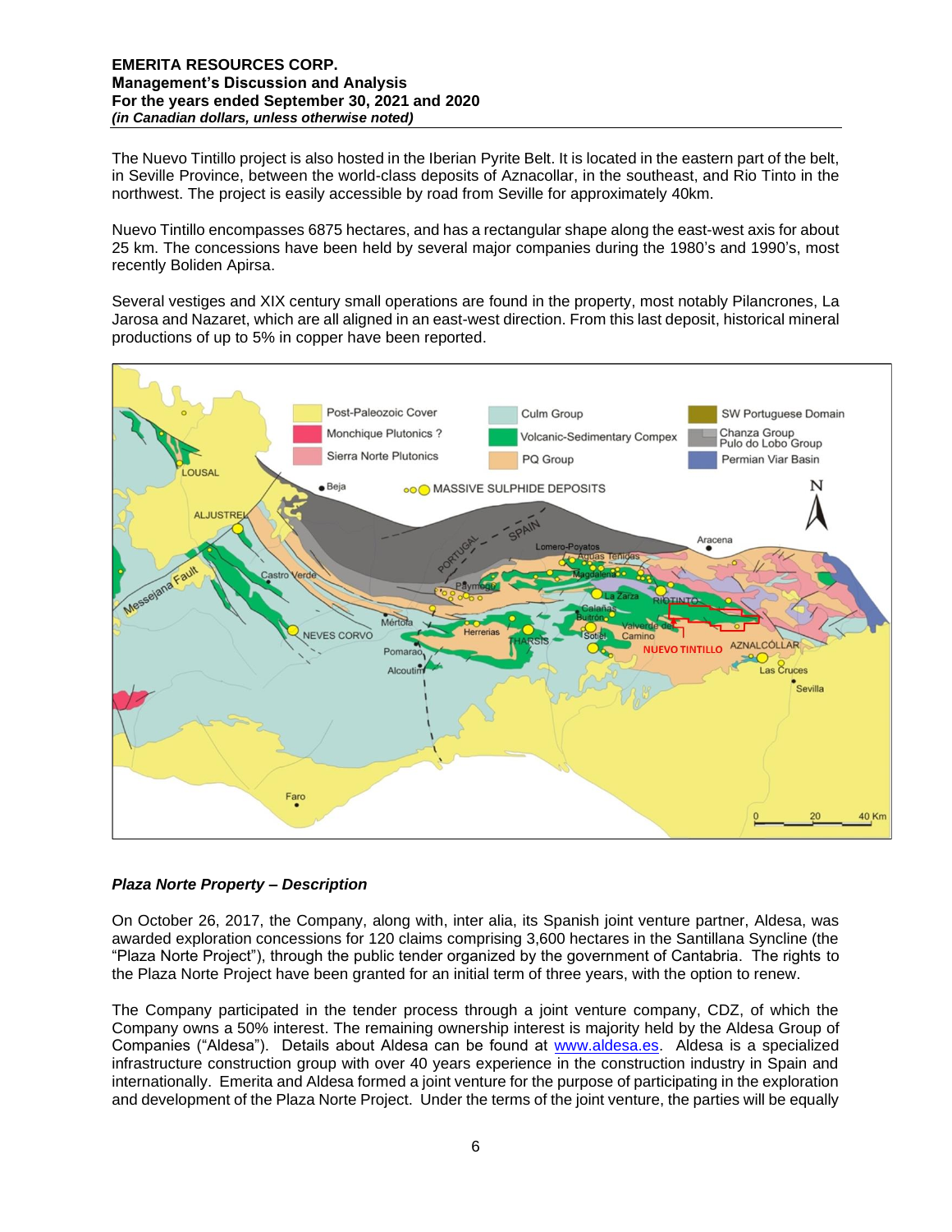The Nuevo Tintillo project is also hosted in the Iberian Pyrite Belt. It is located in the eastern part of the belt, in Seville Province, between the world-class deposits of Aznacollar, in the southeast, and Rio Tinto in the northwest. The project is easily accessible by road from Seville for approximately 40km.

Nuevo Tintillo encompasses 6875 hectares, and has a rectangular shape along the east-west axis for about 25 km. The concessions have been held by several major companies during the 1980's and 1990's, most recently Boliden Apirsa.

Several vestiges and XIX century small operations are found in the property, most notably Pilancrones, La Jarosa and Nazaret, which are all aligned in an east-west direction. From this last deposit, historical mineral productions of up to 5% in copper have been reported.

### *Plaza Norte Property – Description*

On October 26, 2017, the Company, along with, inter alia, its Spanish joint venture partner, Aldesa, was awarded exploration concessions for 120 claims comprising 3,600 hectares in the Santillana Syncline (the "Plaza Norte Project"), through the public tender organized by the government of Cantabria. The rights to the Plaza Norte Project have been granted for an initial term of three years, with the option to renew.

The Company participated in the tender process through a joint venture company, CDZ, of which the Company owns a 50% interest. The remaining ownership interest is majority held by the Aldesa Group of Companies ("Aldesa"). Details about Aldesa can be found at www.aldesa.es. Aldesa is a specialized infrastructure construction group with over 40 years experience in the construction industry in Spain and internationally. Emerita and Aldesa formed a joint venture for the purpose of participating in the exploration and development of the Plaza Norte Project. Under the terms of the joint venture, the parties will be equally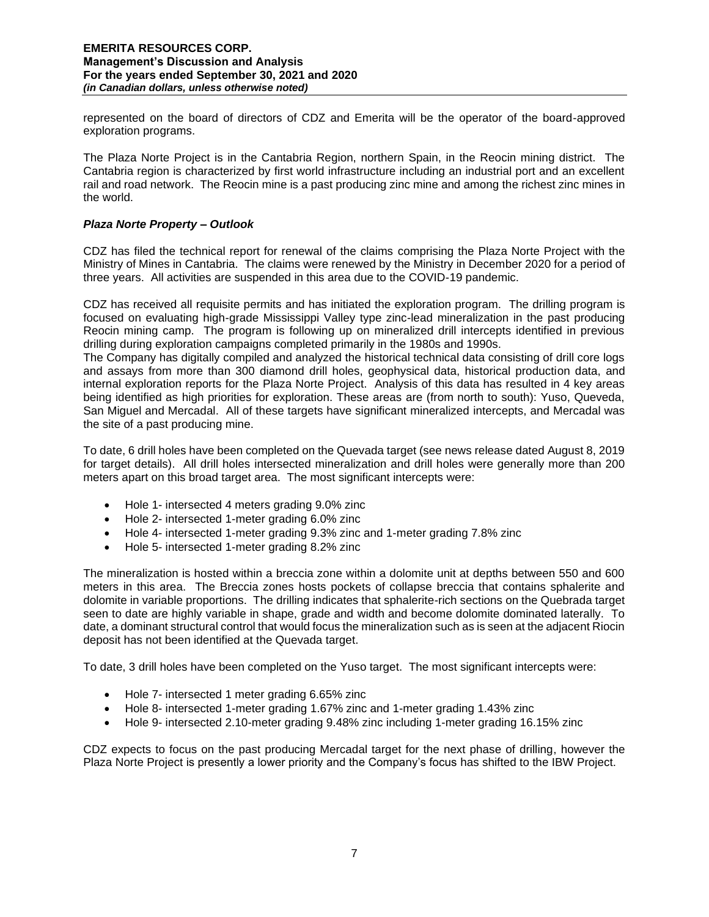represented on the board of directors of CDZ and Emerita will be the operator of the board-approved exploration programs.

The Plaza Norte Project is in the Cantabria Region, northern Spain, in the Reocin mining district. The Cantabria region is characterized by first world infrastructure including an industrial port and an excellent rail and road network. The Reocin mine is a past producing zinc mine and among the richest zinc mines in the world.

### *Plaza Norte Property – Outlook*

CDZ has filed the technical report for renewal of the claims comprising the Plaza Norte Project with the Ministry of Mines in Cantabria. The claims were renewed by the Ministry in December 2020 for a period of three years. All activities are suspended in this area due to the COVID-19 pandemic.

CDZ has received all requisite permits and has initiated the exploration program. The drilling program is focused on evaluating high-grade Mississippi Valley type zinc-lead mineralization in the past producing Reocin mining camp. The program is following up on mineralized drill intercepts identified in previous drilling during exploration campaigns completed primarily in the 1980s and 1990s.
The Company has digitally compiled and analyzed the historical technical data consisting of drill core logs and assays from more than 300 diamond drill holes, geophysical data, historical production data, and internal exploration reports for the Plaza Norte Project. Analysis of this data has resulted in 4 key areas being identified as high priorities for exploration. These areas are (from north to south): Yuso, Queveda, San Miguel and Mercadal. All of these targets have significant mineralized intercepts, and Mercadal was the site of a past producing mine.

To date, 6 drill holes have been completed on the Quevada target (see news release dated August 8, 2019 for target details). All drill holes intersected mineralization and drill holes were generally more than 200 meters apart on this broad target area. The most significant intercepts were:

- Hole 1- intersected 4 meters grading 9.0% zinc
- Hole 2- intersected 1-meter grading 6.0% zinc
- Hole 4- intersected 1-meter grading 9.3% zinc and 1-meter grading 7.8% zinc
- Hole 5- intersected 1-meter grading 8.2% zinc

The mineralization is hosted within a breccia zone within a dolomite unit at depths between 550 and 600 meters in this area. The Breccia zones hosts pockets of collapse breccia that contains sphalerite and dolomite in variable proportions. The drilling indicates that sphalerite-rich sections on the Quebrada target seen to date are highly variable in shape, grade and width and become dolomite dominated laterally. To date, a dominant structural control that would focus the mineralization such as is seen at the adjacent Riocin deposit has not been identified at the Quevada target.

To date, 3 drill holes have been completed on the Yuso target. The most significant intercepts were:

- Hole 7- intersected 1 meter grading 6.65% zinc
- Hole 8- intersected 1-meter grading 1.67% zinc and 1-meter grading 1.43% zinc
- Hole 9- intersected 2.10-meter grading 9.48% zinc including 1-meter grading 16.15% zinc

CDZ expects to focus on the past producing Mercadal target for the next phase of drilling, however the Plaza Norte Project is presently a lower priority and the Company's focus has shifted to the IBW Project.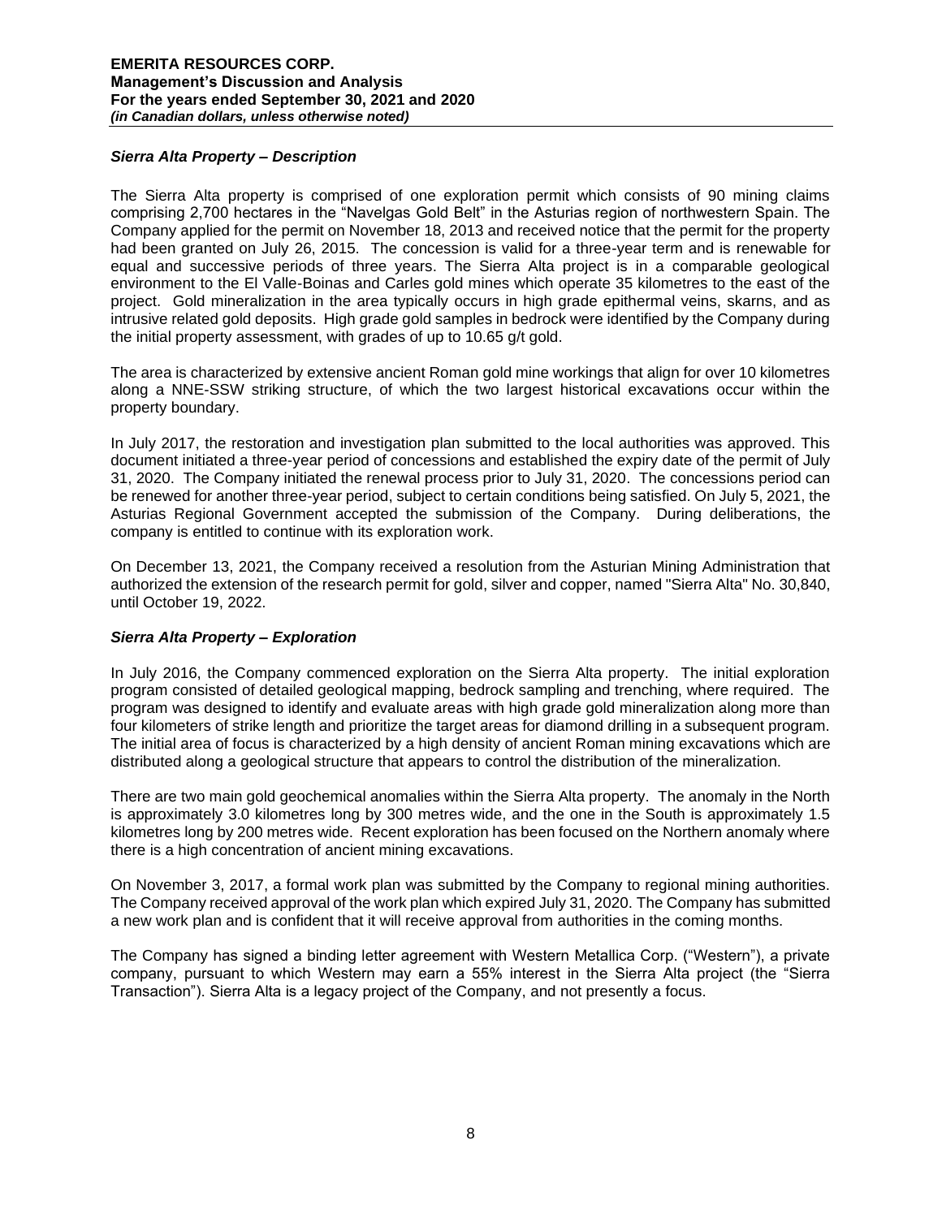### *Sierra Alta Property – Description*

The Sierra Alta property is comprised of one exploration permit which consists of 90 mining claims comprising 2,700 hectares in the "Navelgas Gold Belt" in the Asturias region of northwestern Spain. The Company applied for the permit on November 18, 2013 and received notice that the permit for the property had been granted on July 26, 2015. The concession is valid for a three-year term and is renewable for equal and successive periods of three years. The Sierra Alta project is in a comparable geological environment to the El Valle-Boinas and Carles gold mines which operate 35 kilometres to the east of the project. Gold mineralization in the area typically occurs in high grade epithermal veins, skarns, and as intrusive related gold deposits. High grade gold samples in bedrock were identified by the Company during the initial property assessment, with grades of up to 10.65 g/t gold.

The area is characterized by extensive ancient Roman gold mine workings that align for over 10 kilometres along a NNE-SSW striking structure, of which the two largest historical excavations occur within the property boundary.

In July 2017, the restoration and investigation plan submitted to the local authorities was approved. This document initiated a three-year period of concessions and established the expiry date of the permit of July 31, 2020. The Company initiated the renewal process prior to July 31, 2020. The concessions period can be renewed for another three-year period, subject to certain conditions being satisfied. On July 5, 2021, the Asturias Regional Government accepted the submission of the Company. During deliberations, the company is entitled to continue with its exploration work.

On December 13, 2021, the Company received a resolution from the Asturian Mining Administration that authorized the extension of the research permit for gold, silver and copper, named "Sierra Alta" No. 30,840, until October 19, 2022.

### *Sierra Alta Property – Exploration*

In July 2016, the Company commenced exploration on the Sierra Alta property. The initial exploration program consisted of detailed geological mapping, bedrock sampling and trenching, where required. The program was designed to identify and evaluate areas with high grade gold mineralization along more than four kilometers of strike length and prioritize the target areas for diamond drilling in a subsequent program. The initial area of focus is characterized by a high density of ancient Roman mining excavations which are distributed along a geological structure that appears to control the distribution of the mineralization.

There are two main gold geochemical anomalies within the Sierra Alta property. The anomaly in the North is approximately 3.0 kilometres long by 300 metres wide, and the one in the South is approximately 1.5 kilometres long by 200 metres wide. Recent exploration has been focused on the Northern anomaly where there is a high concentration of ancient mining excavations.

On November 3, 2017, a formal work plan was submitted by the Company to regional mining authorities. The Company received approval of the work plan which expired July 31, 2020. The Company has submitted a new work plan and is confident that it will receive approval from authorities in the coming months.

The Company has signed a binding letter agreement with Western Metallica Corp. ("Western"), a private company, pursuant to which Western may earn a 55% interest in the Sierra Alta project (the "Sierra Transaction"). Sierra Alta is a legacy project of the Company, and not presently a focus.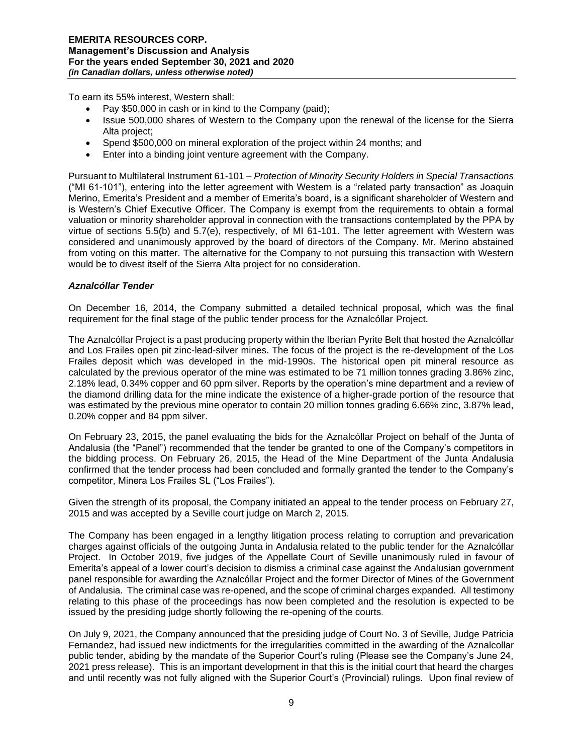To earn its 55% interest, Western shall:

- Pay $50,000 in cash or in kind to the Company (paid);
- Issue 500,000 shares of Western to the Company upon the renewal of the license for the Sierra Alta project;
- Spend $500,000 on mineral exploration of the project within 24 months; and
- Enter into a binding joint venture agreement with the Company.

Pursuant to Multilateral Instrument 61-101 – *Protection of Minority Security Holders in Special Transactions* ("MI 61-101"), entering into the letter agreement with Western is a "related party transaction" as Joaquin Merino, Emerita's President and a member of Emerita's board, is a significant shareholder of Western and is Western's Chief Executive Officer. The Company is exempt from the requirements to obtain a formal valuation or minority shareholder approval in connection with the transactions contemplated by the PPA by virtue of sections 5.5(b) and 5.7(e), respectively, of MI 61-101. The letter agreement with Western was considered and unanimously approved by the board of directors of the Company. Mr. Merino abstained from voting on this matter. The alternative for the Company to not pursuing this transaction with Western would be to divest itself of the Sierra Alta project for no consideration.

### *Aznalcóllar Tender*

On December 16, 2014, the Company submitted a detailed technical proposal, which was the final requirement for the final stage of the public tender process for the Aznalcóllar Project.

The Aznalcóllar Project is a past producing property within the Iberian Pyrite Belt that hosted the Aznalcóllar and Los Frailes open pit zinc-lead-silver mines. The focus of the project is the re-development of the Los Frailes deposit which was developed in the mid-1990s. The historical open pit mineral resource as calculated by the previous operator of the mine was estimated to be 71 million tonnes grading 3.86% zinc, 2.18% lead, 0.34% copper and 60 ppm silver. Reports by the operation's mine department and a review of the diamond drilling data for the mine indicate the existence of a higher-grade portion of the resource that was estimated by the previous mine operator to contain 20 million tonnes grading 6.66% zinc, 3.87% lead, 0.20% copper and 84 ppm silver.

On February 23, 2015, the panel evaluating the bids for the Aznalcóllar Project on behalf of the Junta of Andalusia (the "Panel") recommended that the tender be granted to one of the Company's competitors in the bidding process. On February 26, 2015, the Head of the Mine Department of the Junta Andalusia confirmed that the tender process had been concluded and formally granted the tender to the Company's competitor, Minera Los Frailes SL ("Los Frailes").

Given the strength of its proposal, the Company initiated an appeal to the tender process on February 27, 2015 and was accepted by a Seville court judge on March 2, 2015.

The Company has been engaged in a lengthy litigation process relating to corruption and prevarication charges against officials of the outgoing Junta in Andalusia related to the public tender for the Aznalcóllar Project. In October 2019, five judges of the Appellate Court of Seville unanimously ruled in favour of Emerita's appeal of a lower court's decision to dismiss a criminal case against the Andalusian government panel responsible for awarding the Aznalcóllar Project and the former Director of Mines of the Government of Andalusia. The criminal case was re-opened, and the scope of criminal charges expanded. All testimony relating to this phase of the proceedings has now been completed and the resolution is expected to be issued by the presiding judge shortly following the re-opening of the courts.

On July 9, 2021, the Company announced that the presiding judge of Court No. 3 of Seville, Judge Patricia Fernandez, had issued new indictments for the irregularities committed in the awarding of the Aznalcollar public tender, abiding by the mandate of the Superior Court's ruling (Please see the Company's June 24, 2021 press release). This is an important development in that this is the initial court that heard the charges and until recently was not fully aligned with the Superior Court's (Provincial) rulings. Upon final review of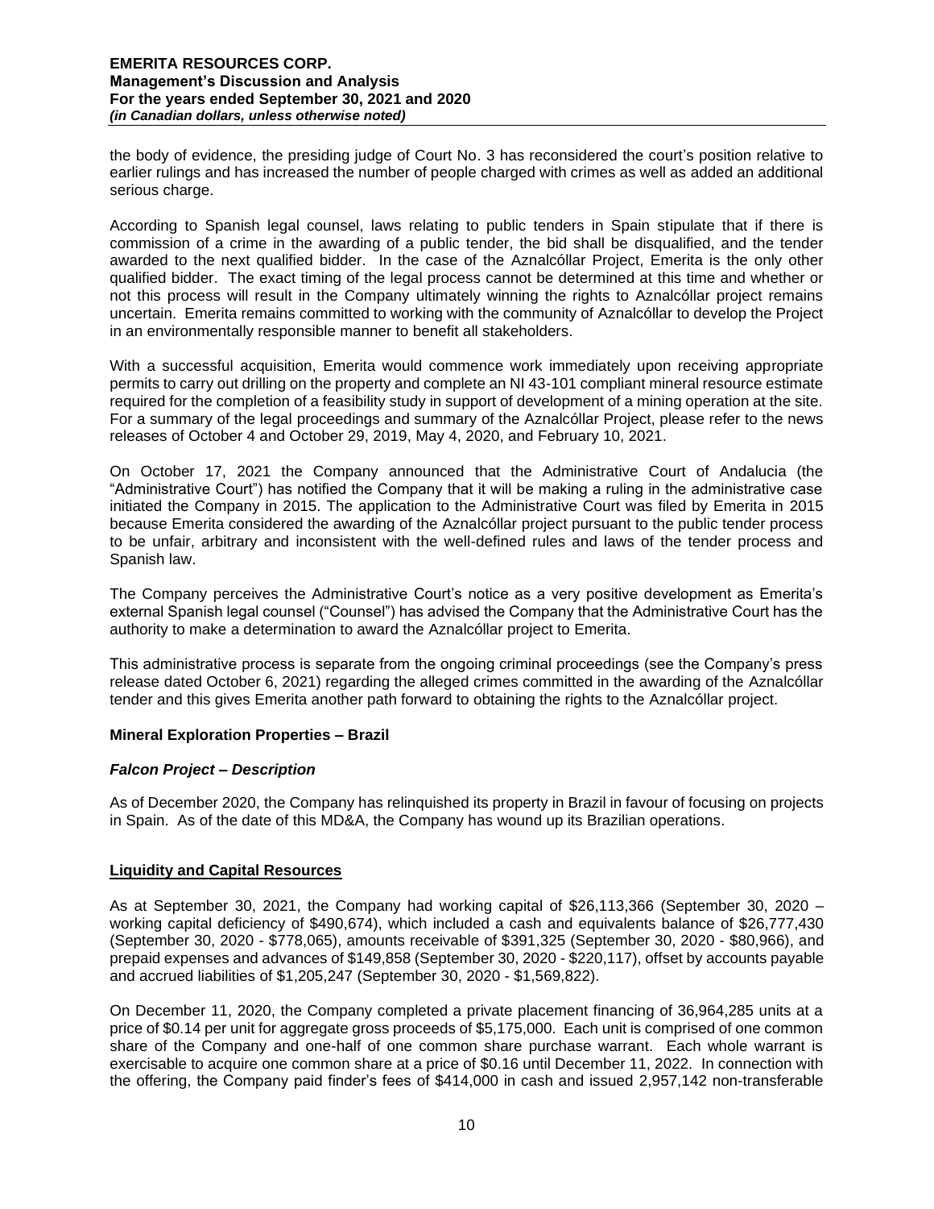the body of evidence, the presiding judge of Court No. 3 has reconsidered the court's position relative to earlier rulings and has increased the number of people charged with crimes as well as added an additional serious charge.

According to Spanish legal counsel, laws relating to public tenders in Spain stipulate that if there is commission of a crime in the awarding of a public tender, the bid shall be disqualified, and the tender awarded to the next qualified bidder. In the case of the Aznalcóllar Project, Emerita is the only other qualified bidder. The exact timing of the legal process cannot be determined at this time and whether or not this process will result in the Company ultimately winning the rights to Aznalcóllar project remains uncertain. Emerita remains committed to working with the community of Aznalcóllar to develop the Project in an environmentally responsible manner to benefit all stakeholders.

With a successful acquisition, Emerita would commence work immediately upon receiving appropriate permits to carry out drilling on the property and complete an NI 43-101 compliant mineral resource estimate required for the completion of a feasibility study in support of development of a mining operation at the site. For a summary of the legal proceedings and summary of the Aznalcóllar Project, please refer to the news releases of October 4 and October 29, 2019, May 4, 2020, and February 10, 2021.

On October 17, 2021 the Company announced that the Administrative Court of Andalucia (the "Administrative Court") has notified the Company that it will be making a ruling in the administrative case initiated the Company in 2015. The application to the Administrative Court was filed by Emerita in 2015 because Emerita considered the awarding of the Aznalcóllar project pursuant to the public tender process to be unfair, arbitrary and inconsistent with the well-defined rules and laws of the tender process and Spanish law.

The Company perceives the Administrative Court's notice as a very positive development as Emerita's external Spanish legal counsel ("Counsel") has advised the Company that the Administrative Court has the authority to make a determination to award the Aznalcóllar project to Emerita.

This administrative process is separate from the ongoing criminal proceedings (see the Company's press release dated October 6, 2021) regarding the alleged crimes committed in the awarding of the Aznalcóllar tender and this gives Emerita another path forward to obtaining the rights to the Aznalcóllar project.

### Mineral Exploration Properties – Brazil

#### *Falcon Project – Description*

As of December 2020, the Company has relinquished its property in Brazil in favour of focusing on projects in Spain. As of the date of this MD&A, the Company has wound up its Brazilian operations.

## Liquidity and Capital Resources

As at September 30, 2021, the Company had working capital of \$26,113,366 (September 30, 2020 – working capital deficiency of \$490,674), which included a cash and equivalents balance of \$26,777,430 (September 30, 2020 - \$778,065), amounts receivable of \$391,325 (September 30, 2020 - \$80,966), and prepaid expenses and advances of \$149,858 (September 30, 2020 - \$220,117), offset by accounts payable and accrued liabilities of \$1,205,247 (September 30, 2020 - \$1,569,822).

On December 11, 2020, the Company completed a private placement financing of 36,964,285 units at a price of \$0.14 per unit for aggregate gross proceeds of \$5,175,000. Each unit is comprised of one common share of the Company and one-half of one common share purchase warrant. Each whole warrant is exercisable to acquire one common share at a price of \$0.16 until December 11, 2022. In connection with the offering, the Company paid finder's fees of \$414,000 in cash and issued 2,957,142 non-transferable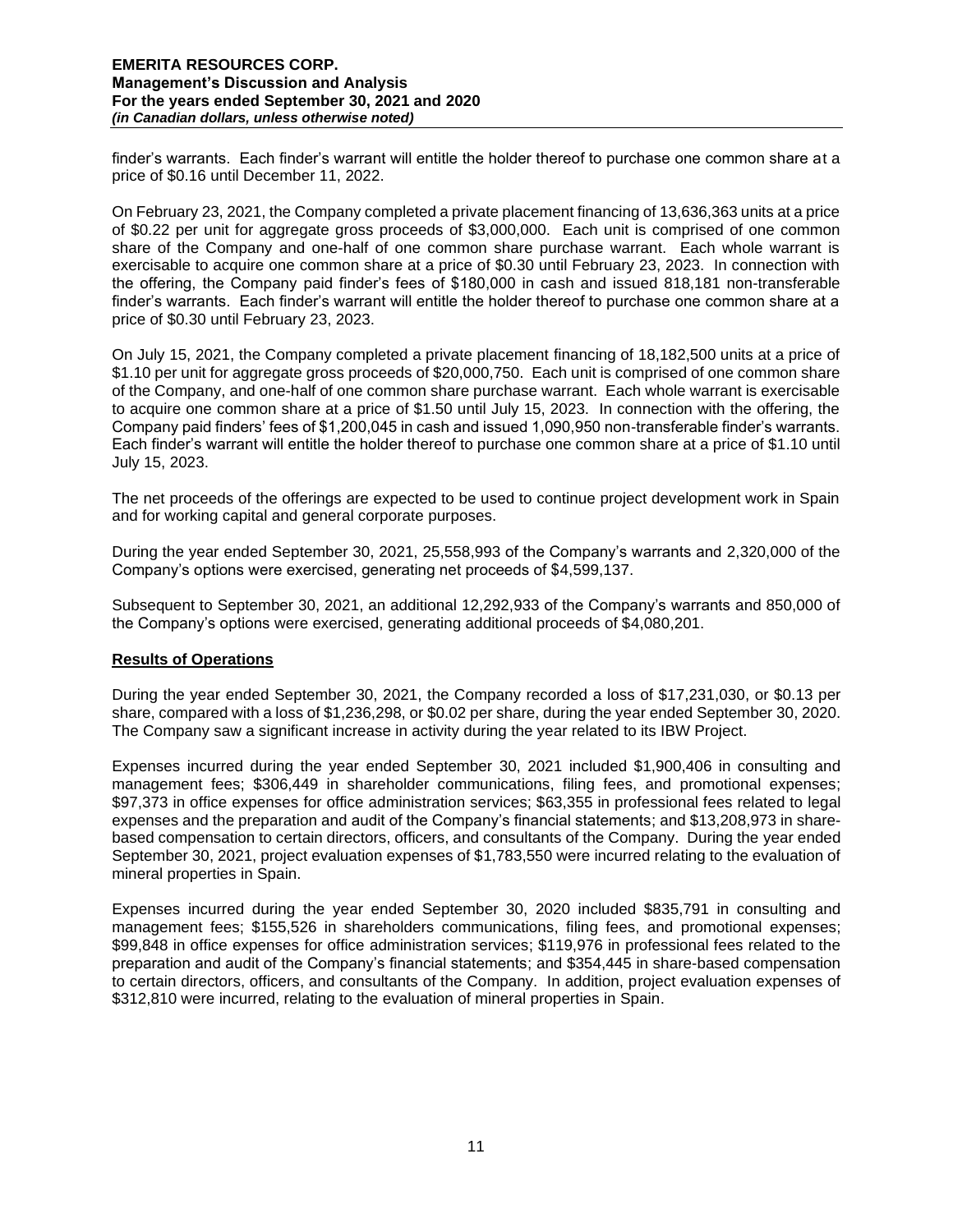finder's warrants. Each finder's warrant will entitle the holder thereof to purchase one common share at a price of $0.16 until December 11, 2022.

On February 23, 2021, the Company completed a private placement financing of 13,636,363 units at a price of $0.22 per unit for aggregate gross proceeds of $3,000,000. Each unit is comprised of one common share of the Company and one-half of one common share purchase warrant. Each whole warrant is exercisable to acquire one common share at a price of $0.30 until February 23, 2023. In connection with the offering, the Company paid finder's fees of $180,000 in cash and issued 818,181 non-transferable finder's warrants. Each finder's warrant will entitle the holder thereof to purchase one common share at a price of $0.30 until February 23, 2023.

On July 15, 2021, the Company completed a private placement financing of 18,182,500 units at a price of $1.10 per unit for aggregate gross proceeds of $20,000,750. Each unit is comprised of one common share of the Company, and one-half of one common share purchase warrant. Each whole warrant is exercisable to acquire one common share at a price of $1.50 until July 15, 2023. In connection with the offering, the Company paid finders' fees of $1,200,045 in cash and issued 1,090,950 non-transferable finder's warrants. Each finder's warrant will entitle the holder thereof to purchase one common share at a price of $1.10 until July 15, 2023.

The net proceeds of the offerings are expected to be used to continue project development work in Spain and for working capital and general corporate purposes.

During the year ended September 30, 2021, 25,558,993 of the Company's warrants and 2,320,000 of the Company's options were exercised, generating net proceeds of $4,599,137.

Subsequent to September 30, 2021, an additional 12,292,933 of the Company's warrants and 850,000 of the Company's options were exercised, generating additional proceeds of $4,080,201.

## Results of Operations

During the year ended September 30, 2021, the Company recorded a loss of $17,231,030, or $0.13 per share, compared with a loss of $1,236,298, or $0.02 per share, during the year ended September 30, 2020. The Company saw a significant increase in activity during the year related to its IBW Project.

Expenses incurred during the year ended September 30, 2021 included $1,900,406 in consulting and management fees; $306,449 in shareholder communications, filing fees, and promotional expenses; $97,373 in office expenses for office administration services; $63,355 in professional fees related to legal expenses and the preparation and audit of the Company's financial statements; and $13,208,973 in share-based compensation to certain directors, officers, and consultants of the Company. During the year ended September 30, 2021, project evaluation expenses of $1,783,550 were incurred relating to the evaluation of mineral properties in Spain.

Expenses incurred during the year ended September 30, 2020 included $835,791 in consulting and management fees; $155,526 in shareholders communications, filing fees, and promotional expenses; $99,848 in office expenses for office administration services; $119,976 in professional fees related to the preparation and audit of the Company's financial statements; and $354,445 in share-based compensation to certain directors, officers, and consultants of the Company. In addition, project evaluation expenses of $312,810 were incurred, relating to the evaluation of mineral properties in Spain.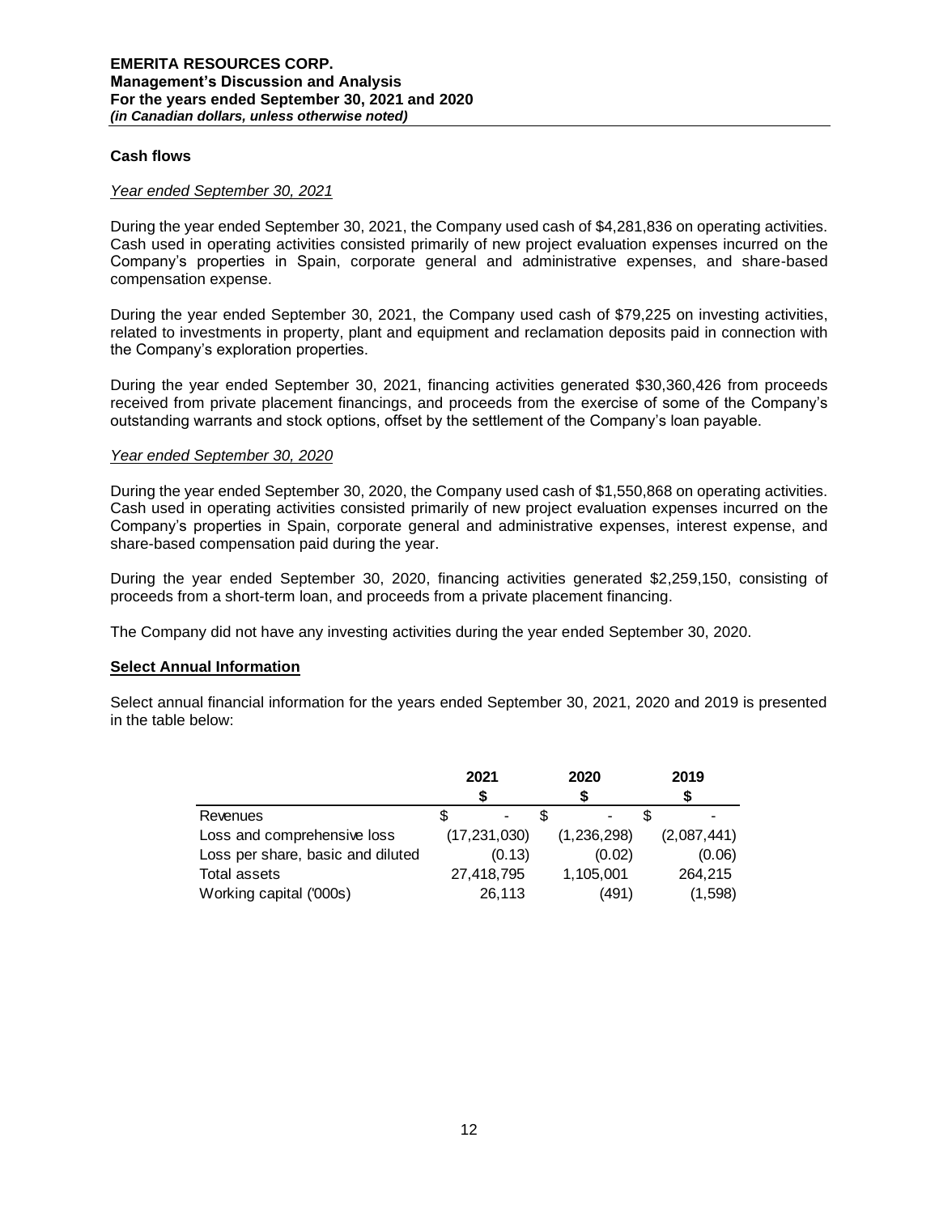## Cash flows

*Year ended September 30, 2021*

During the year ended September 30, 2021, the Company used cash of $4,281,836 on operating activities. Cash used in operating activities consisted primarily of new project evaluation expenses incurred on the Company's properties in Spain, corporate general and administrative expenses, and share-based compensation expense.

During the year ended September 30, 2021, the Company used cash of $79,225 on investing activities, related to investments in property, plant and equipment and reclamation deposits paid in connection with the Company's exploration properties.

During the year ended September 30, 2021, financing activities generated $30,360,426 from proceeds received from private placement financings, and proceeds from the exercise of some of the Company's outstanding warrants and stock options, offset by the settlement of the Company's loan payable.

*Year ended September 30, 2020*

During the year ended September 30, 2020, the Company used cash of $1,550,868 on operating activities. Cash used in operating activities consisted primarily of new project evaluation expenses incurred on the Company's properties in Spain, corporate general and administrative expenses, interest expense, and share-based compensation paid during the year.

During the year ended September 30, 2020, financing activities generated $2,259,150, consisting of proceeds from a short-term loan, and proceeds from a private placement financing.

The Company did not have any investing activities during the year ended September 30, 2020.

## Select Annual Information

Select annual financial information for the years ended September 30, 2021, 2020 and 2019 is presented in the table below:

| | 2021<br>$ | 2020<br>$ | 2019<br>$ |
|---|---|---|---|
| Revenues | $ - | $ - | $ - |
| Loss and comprehensive loss | (17,231,030) | (1,236,298) | (2,087,441) |
| Loss per share, basic and diluted | (0.13) | (0.02) | (0.06) |
| Total assets | 27,418,795 | 1,105,001 | 264,215 |
| Working capital ('000s) | 26,113 | (491) | (1,598) |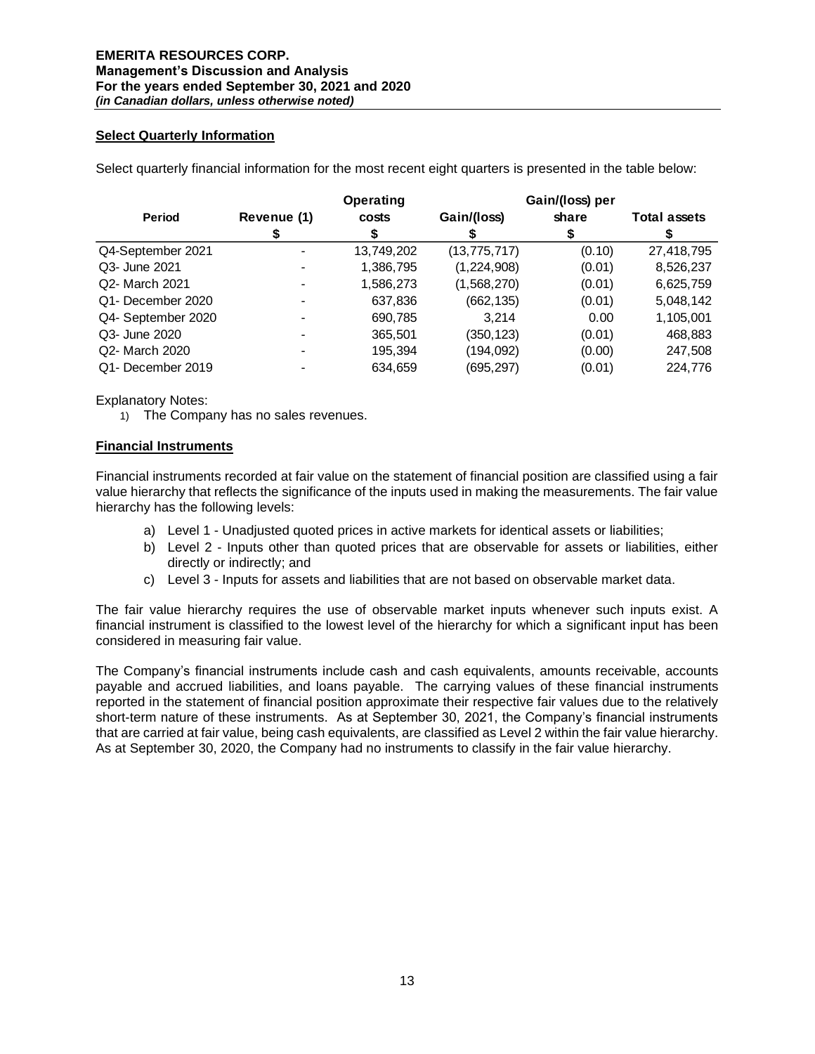## Select Quarterly Information

Select quarterly financial information for the most recent eight quarters is presented in the table below:

| Period | Revenue (1) | Operating costs | Gain/(loss) | Gain/(loss) per share | Total assets |
|---|---|---|---|---|---|
| | $ | $ | $ | $ | $ |
| Q4-September 2021 | - | 13,749,202 | (13,775,717) | (0.10) | 27,418,795 |
| Q3- June 2021 | - | 1,386,795 | (1,224,908) | (0.01) | 8,526,237 |
| Q2- March 2021 | - | 1,586,273 | (1,568,270) | (0.01) | 6,625,759 |
| Q1- December 2020 | - | 637,836 | (662,135) | (0.01) | 5,048,142 |
| Q4- September 2020 | - | 690,785 | 3,214 | 0.00 | 1,105,001 |
| Q3- June 2020 | - | 365,501 | (350,123) | (0.01) | 468,883 |
| Q2- March 2020 | - | 195,394 | (194,092) | (0.00) | 247,508 |
| Q1- December 2019 | - | 634,659 | (695,297) | (0.01) | 224,776 |

Explanatory Notes:

1) The Company has no sales revenues.

## Financial Instruments

Financial instruments recorded at fair value on the statement of financial position are classified using a fair value hierarchy that reflects the significance of the inputs used in making the measurements. The fair value hierarchy has the following levels:

a) Level 1 - Unadjusted quoted prices in active markets for identical assets or liabilities;
b) Level 2 - Inputs other than quoted prices that are observable for assets or liabilities, either directly or indirectly; and
c) Level 3 - Inputs for assets and liabilities that are not based on observable market data.

The fair value hierarchy requires the use of observable market inputs whenever such inputs exist. A financial instrument is classified to the lowest level of the hierarchy for which a significant input has been considered in measuring fair value.

The Company's financial instruments include cash and cash equivalents, amounts receivable, accounts payable and accrued liabilities, and loans payable. The carrying values of these financial instruments reported in the statement of financial position approximate their respective fair values due to the relatively short-term nature of these instruments. As at September 30, 2021, the Company's financial instruments that are carried at fair value, being cash equivalents, are classified as Level 2 within the fair value hierarchy. As at September 30, 2020, the Company had no instruments to classify in the fair value hierarchy.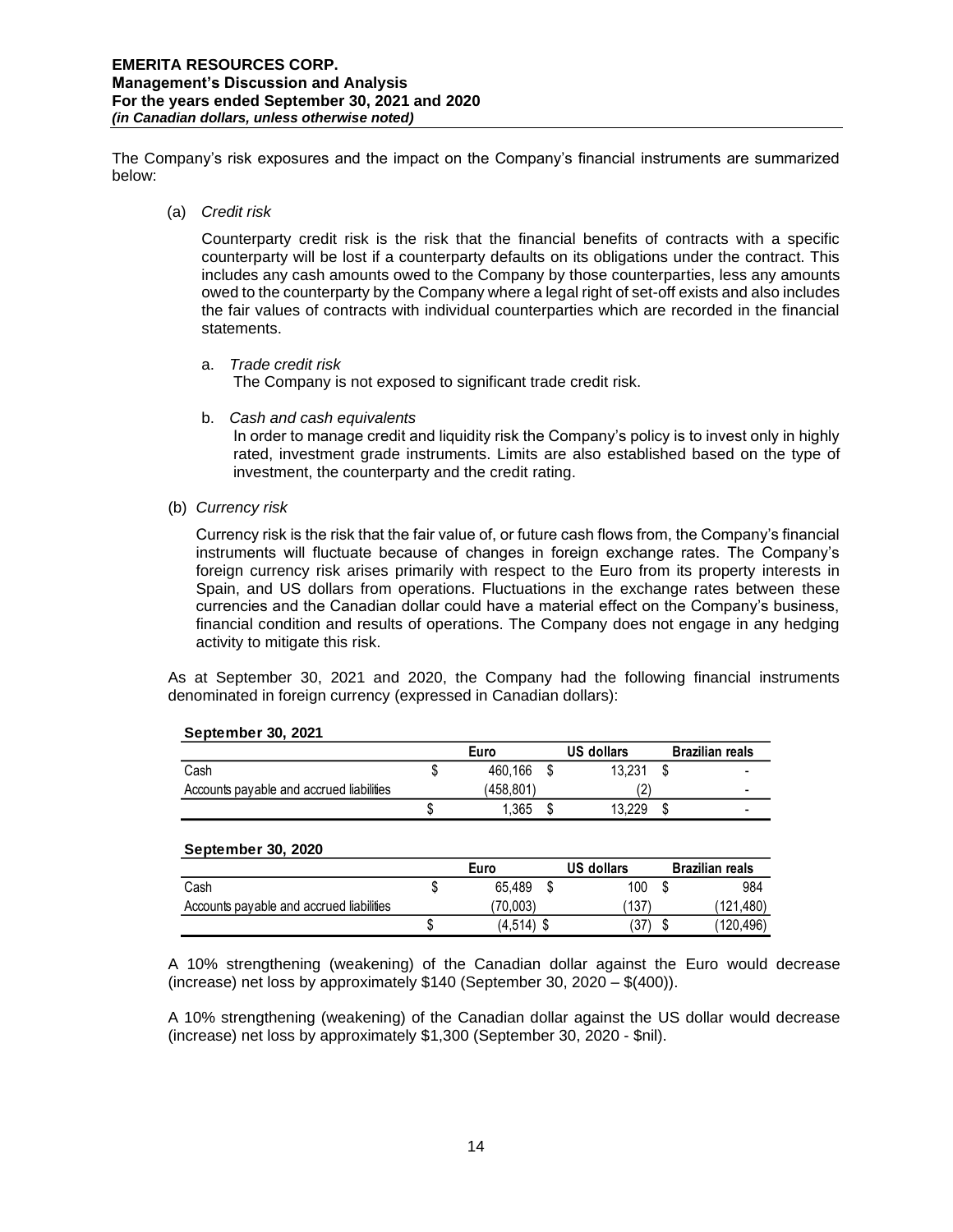The Company's risk exposures and the impact on the Company's financial instruments are summarized below:

(a) *Credit risk*

Counterparty credit risk is the risk that the financial benefits of contracts with a specific counterparty will be lost if a counterparty defaults on its obligations under the contract. This includes any cash amounts owed to the Company by those counterparties, less any amounts owed to the counterparty by the Company where a legal right of set-off exists and also includes the fair values of contracts with individual counterparties which are recorded in the financial statements.

a. *Trade credit risk*
The Company is not exposed to significant trade credit risk.

b. *Cash and cash equivalents*
In order to manage credit and liquidity risk the Company's policy is to invest only in highly rated, investment grade instruments. Limits are also established based on the type of investment, the counterparty and the credit rating.

(b) *Currency risk*

Currency risk is the risk that the fair value of, or future cash flows from, the Company's financial instruments will fluctuate because of changes in foreign exchange rates. The Company's foreign currency risk arises primarily with respect to the Euro from its property interests in Spain, and US dollars from operations. Fluctuations in the exchange rates between these currencies and the Canadian dollar could have a material effect on the Company's business, financial condition and results of operations. The Company does not engage in any hedging activity to mitigate this risk.

As at September 30, 2021 and 2020, the Company had the following financial instruments denominated in foreign currency (expressed in Canadian dollars):

**September 30, 2021**

| | Euro | US dollars | Brazilian reals |
|---|---|---|---|
| Cash | $ 460,166 | $ 13,231 | $ - |
| Accounts payable and accrued liabilities | (458,801) | (2) | - |
| | $ 1,365 | $ 13,229 | $ - |

**September 30, 2020**

| | Euro | US dollars | Brazilian reals |
|---|---|---|---|
| Cash | $ 65,489 | $ 100 | $ 984 |
| Accounts payable and accrued liabilities | (70,003) | (137) | (121,480) |
| | $ (4,514) | $ (37) | $ (120,496) |

A 10% strengthening (weakening) of the Canadian dollar against the Euro would decrease (increase) net loss by approximately $140 (September 30, 2020 – $(400)).

A 10% strengthening (weakening) of the Canadian dollar against the US dollar would decrease (increase) net loss by approximately $1,300 (September 30, 2020 - $nil).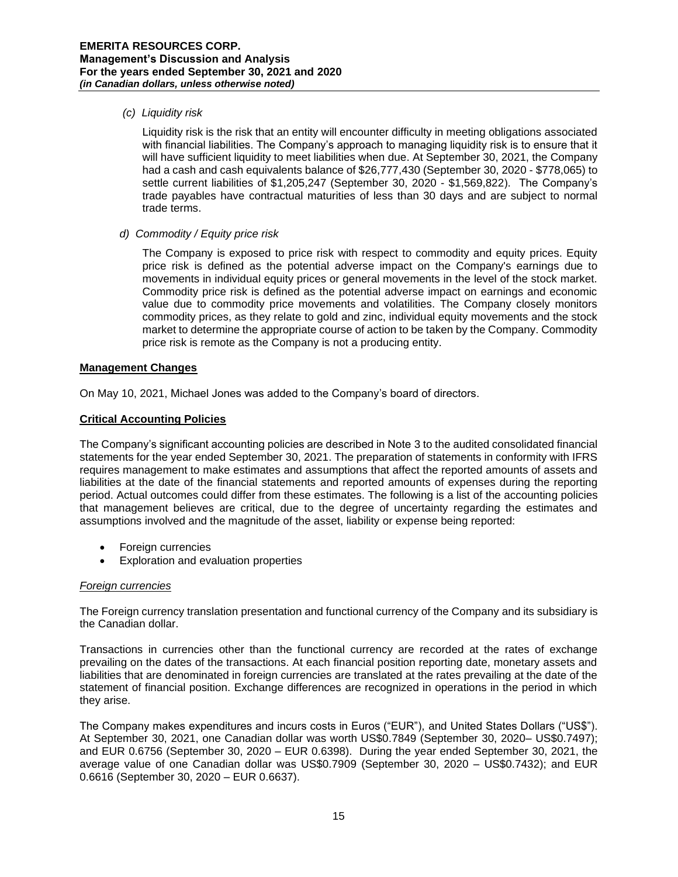*(c) Liquidity risk*

Liquidity risk is the risk that an entity will encounter difficulty in meeting obligations associated with financial liabilities. The Company's approach to managing liquidity risk is to ensure that it will have sufficient liquidity to meet liabilities when due. At September 30, 2021, the Company had a cash and cash equivalents balance of $26,777,430 (September 30, 2020 - $778,065) to settle current liabilities of $1,205,247 (September 30, 2020 - $1,569,822). The Company's trade payables have contractual maturities of less than 30 days and are subject to normal trade terms.

*d) Commodity / Equity price risk*

The Company is exposed to price risk with respect to commodity and equity prices. Equity price risk is defined as the potential adverse impact on the Company's earnings due to movements in individual equity prices or general movements in the level of the stock market. Commodity price risk is defined as the potential adverse impact on earnings and economic value due to commodity price movements and volatilities. The Company closely monitors commodity prices, as they relate to gold and zinc, individual equity movements and the stock market to determine the appropriate course of action to be taken by the Company. Commodity price risk is remote as the Company is not a producing entity.

## Management Changes

On May 10, 2021, Michael Jones was added to the Company's board of directors.

## Critical Accounting Policies

The Company's significant accounting policies are described in Note 3 to the audited consolidated financial statements for the year ended September 30, 2021. The preparation of statements in conformity with IFRS requires management to make estimates and assumptions that affect the reported amounts of assets and liabilities at the date of the financial statements and reported amounts of expenses during the reporting period. Actual outcomes could differ from these estimates. The following is a list of the accounting policies that management believes are critical, due to the degree of uncertainty regarding the estimates and assumptions involved and the magnitude of the asset, liability or expense being reported:

- Foreign currencies
- Exploration and evaluation properties

### *Foreign currencies*

The Foreign currency translation presentation and functional currency of the Company and its subsidiary is the Canadian dollar.

Transactions in currencies other than the functional currency are recorded at the rates of exchange prevailing on the dates of the transactions. At each financial position reporting date, monetary assets and liabilities that are denominated in foreign currencies are translated at the rates prevailing at the date of the statement of financial position. Exchange differences are recognized in operations in the period in which they arise.

The Company makes expenditures and incurs costs in Euros ("EUR"), and United States Dollars ("US$"). At September 30, 2021, one Canadian dollar was worth US$0.7849 (September 30, 2020– US$0.7497); and EUR 0.6756 (September 30, 2020 – EUR 0.6398). During the year ended September 30, 2021, the average value of one Canadian dollar was US$0.7909 (September 30, 2020 – US$0.7432); and EUR 0.6616 (September 30, 2020 – EUR 0.6637).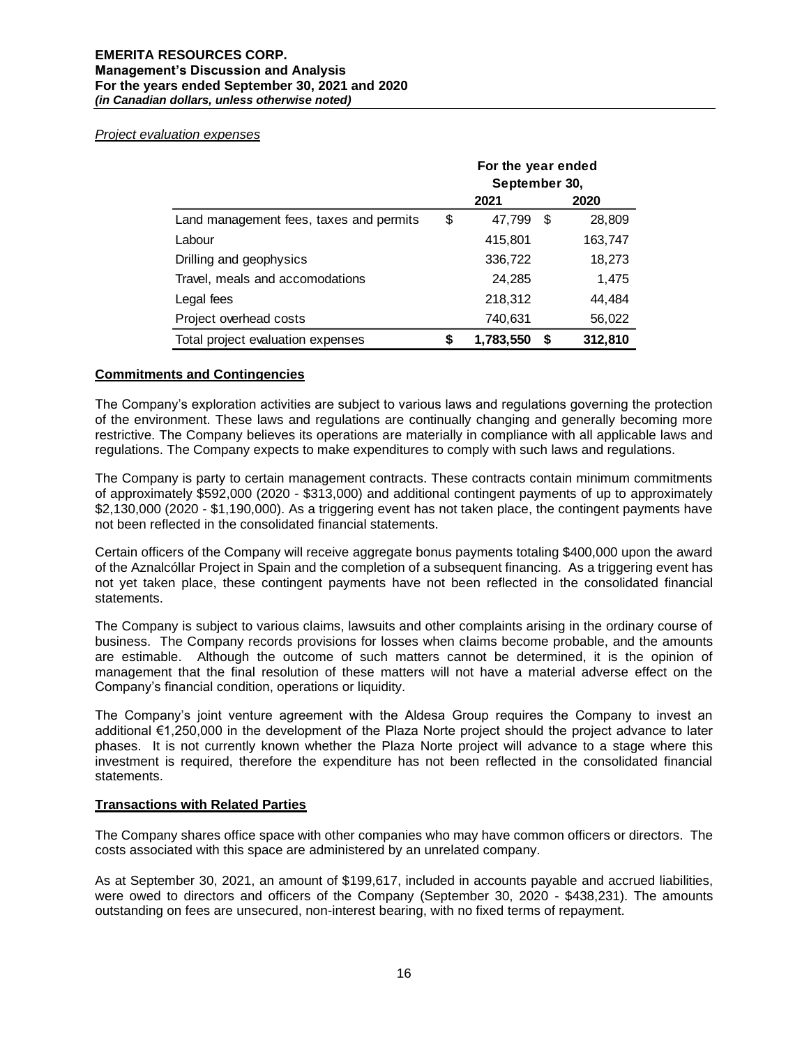*Project evaluation expenses*

| | For the year ended September 30, | |
|---|---|---|
| | 2021 | 2020 |
| Land management fees, taxes and permits | $ 47,799 | $ 28,809 |
| Labour | 415,801 | 163,747 |
| Drilling and geophysics | 336,722 | 18,273 |
| Travel, meals and accomodations | 24,285 | 1,475 |
| Legal fees | 218,312 | 44,484 |
| Project overhead costs | 740,631 | 56,022 |
| **Total project evaluation expenses** | **$ 1,783,550** | **$ 312,810** |

## Commitments and Contingencies

The Company's exploration activities are subject to various laws and regulations governing the protection of the environment. These laws and regulations are continually changing and generally becoming more restrictive. The Company believes its operations are materially in compliance with all applicable laws and regulations. The Company expects to make expenditures to comply with such laws and regulations.

The Company is party to certain management contracts. These contracts contain minimum commitments of approximately \$592,000 (2020 - \$313,000) and additional contingent payments of up to approximately \$2,130,000 (2020 - \$1,190,000). As a triggering event has not taken place, the contingent payments have not been reflected in the consolidated financial statements.

Certain officers of the Company will receive aggregate bonus payments totaling \$400,000 upon the award of the Aznalcóllar Project in Spain and the completion of a subsequent financing. As a triggering event has not yet taken place, these contingent payments have not been reflected in the consolidated financial statements.

The Company is subject to various claims, lawsuits and other complaints arising in the ordinary course of business. The Company records provisions for losses when claims become probable, and the amounts are estimable. Although the outcome of such matters cannot be determined, it is the opinion of management that the final resolution of these matters will not have a material adverse effect on the Company's financial condition, operations or liquidity.

The Company's joint venture agreement with the Aldesa Group requires the Company to invest an additional €1,250,000 in the development of the Plaza Norte project should the project advance to later phases. It is not currently known whether the Plaza Norte project will advance to a stage where this investment is required, therefore the expenditure has not been reflected in the consolidated financial statements.

## Transactions with Related Parties

The Company shares office space with other companies who may have common officers or directors. The costs associated with this space are administered by an unrelated company.

As at September 30, 2021, an amount of \$199,617, included in accounts payable and accrued liabilities, were owed to directors and officers of the Company (September 30, 2020 - \$438,231). The amounts outstanding on fees are unsecured, non-interest bearing, with no fixed terms of repayment.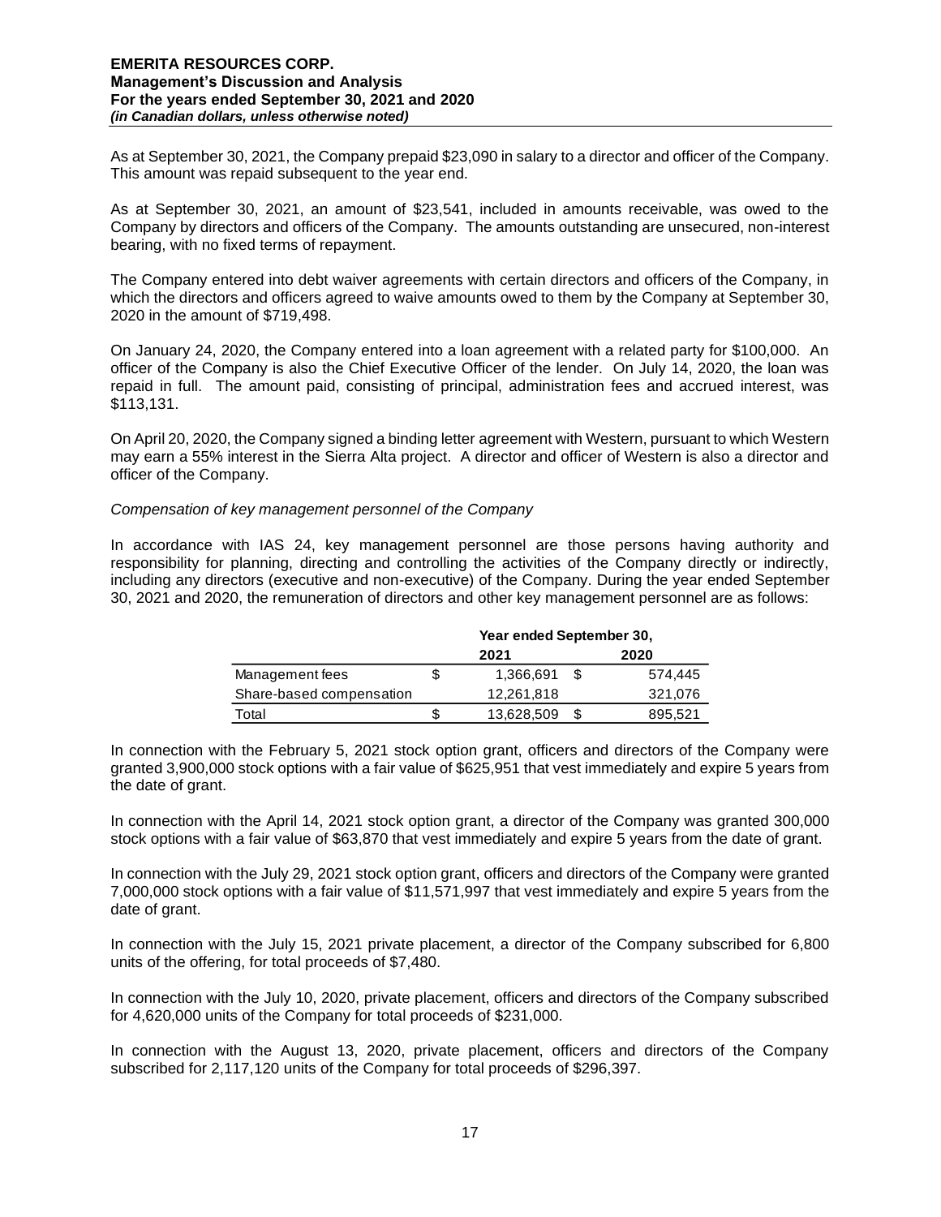As at September 30, 2021, the Company prepaid $23,090 in salary to a director and officer of the Company. This amount was repaid subsequent to the year end.

As at September 30, 2021, an amount of $23,541, included in amounts receivable, was owed to the Company by directors and officers of the Company. The amounts outstanding are unsecured, non-interest bearing, with no fixed terms of repayment.

The Company entered into debt waiver agreements with certain directors and officers of the Company, in which the directors and officers agreed to waive amounts owed to them by the Company at September 30, 2020 in the amount of $719,498.

On January 24, 2020, the Company entered into a loan agreement with a related party for $100,000. An officer of the Company is also the Chief Executive Officer of the lender. On July 14, 2020, the loan was repaid in full. The amount paid, consisting of principal, administration fees and accrued interest, was $113,131.

On April 20, 2020, the Company signed a binding letter agreement with Western, pursuant to which Western may earn a 55% interest in the Sierra Alta project. A director and officer of Western is also a director and officer of the Company.

*Compensation of key management personnel of the Company*

In accordance with IAS 24, key management personnel are those persons having authority and responsibility for planning, directing and controlling the activities of the Company directly or indirectly, including any directors (executive and non-executive) of the Company. During the year ended September 30, 2021 and 2020, the remuneration of directors and other key management personnel are as follows:

| | Year ended September 30, | |
|---|---|---|
| | **2021** | **2020** |
| Management fees | $ 1,366,691 | $ 574,445 |
| Share-based compensation | 12,261,818 | 321,076 |
| Total | $ 13,628,509 | $ 895,521 |

In connection with the February 5, 2021 stock option grant, officers and directors of the Company were granted 3,900,000 stock options with a fair value of $625,951 that vest immediately and expire 5 years from the date of grant.

In connection with the April 14, 2021 stock option grant, a director of the Company was granted 300,000 stock options with a fair value of $63,870 that vest immediately and expire 5 years from the date of grant.

In connection with the July 29, 2021 stock option grant, officers and directors of the Company were granted 7,000,000 stock options with a fair value of $11,571,997 that vest immediately and expire 5 years from the date of grant.

In connection with the July 15, 2021 private placement, a director of the Company subscribed for 6,800 units of the offering, for total proceeds of $7,480.

In connection with the July 10, 2020, private placement, officers and directors of the Company subscribed for 4,620,000 units of the Company for total proceeds of $231,000.

In connection with the August 13, 2020, private placement, officers and directors of the Company subscribed for 2,117,120 units of the Company for total proceeds of $296,397.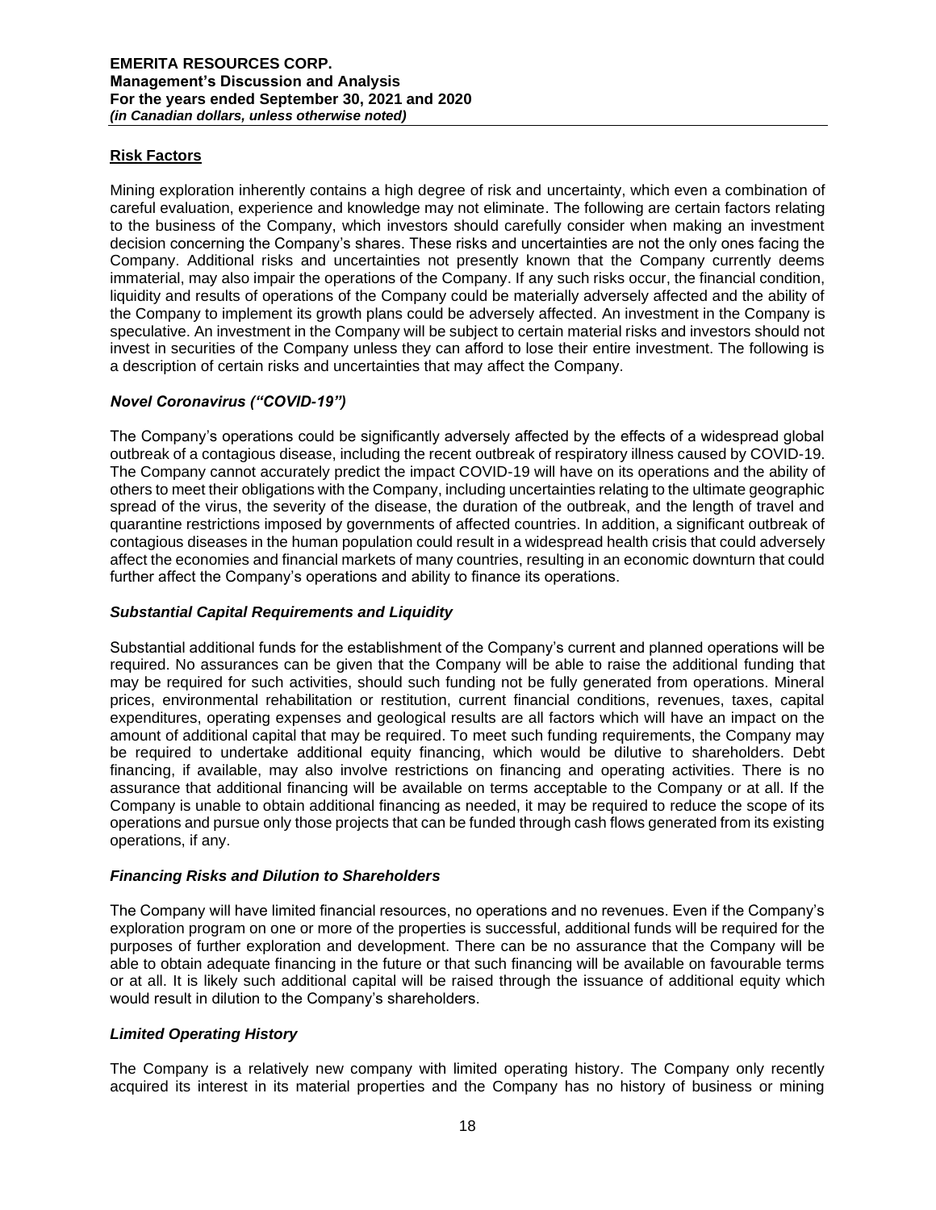## Risk Factors

Mining exploration inherently contains a high degree of risk and uncertainty, which even a combination of careful evaluation, experience and knowledge may not eliminate. The following are certain factors relating to the business of the Company, which investors should carefully consider when making an investment decision concerning the Company's shares. These risks and uncertainties are not the only ones facing the Company. Additional risks and uncertainties not presently known that the Company currently deems immaterial, may also impair the operations of the Company. If any such risks occur, the financial condition, liquidity and results of operations of the Company could be materially adversely affected and the ability of the Company to implement its growth plans could be adversely affected. An investment in the Company is speculative. An investment in the Company will be subject to certain material risks and investors should not invest in securities of the Company unless they can afford to lose their entire investment. The following is a description of certain risks and uncertainties that may affect the Company.

### *Novel Coronavirus ("COVID-19")*

The Company's operations could be significantly adversely affected by the effects of a widespread global outbreak of a contagious disease, including the recent outbreak of respiratory illness caused by COVID-19. The Company cannot accurately predict the impact COVID-19 will have on its operations and the ability of others to meet their obligations with the Company, including uncertainties relating to the ultimate geographic spread of the virus, the severity of the disease, the duration of the outbreak, and the length of travel and quarantine restrictions imposed by governments of affected countries. In addition, a significant outbreak of contagious diseases in the human population could result in a widespread health crisis that could adversely affect the economies and financial markets of many countries, resulting in an economic downturn that could further affect the Company's operations and ability to finance its operations.

### *Substantial Capital Requirements and Liquidity*

Substantial additional funds for the establishment of the Company's current and planned operations will be required. No assurances can be given that the Company will be able to raise the additional funding that may be required for such activities, should such funding not be fully generated from operations. Mineral prices, environmental rehabilitation or restitution, current financial conditions, revenues, taxes, capital expenditures, operating expenses and geological results are all factors which will have an impact on the amount of additional capital that may be required. To meet such funding requirements, the Company may be required to undertake additional equity financing, which would be dilutive to shareholders. Debt financing, if available, may also involve restrictions on financing and operating activities. There is no assurance that additional financing will be available on terms acceptable to the Company or at all. If the Company is unable to obtain additional financing as needed, it may be required to reduce the scope of its operations and pursue only those projects that can be funded through cash flows generated from its existing operations, if any.

### *Financing Risks and Dilution to Shareholders*

The Company will have limited financial resources, no operations and no revenues. Even if the Company's exploration program on one or more of the properties is successful, additional funds will be required for the purposes of further exploration and development. There can be no assurance that the Company will be able to obtain adequate financing in the future or that such financing will be available on favourable terms or at all. It is likely such additional capital will be raised through the issuance of additional equity which would result in dilution to the Company's shareholders.

### *Limited Operating History*

The Company is a relatively new company with limited operating history. The Company only recently acquired its interest in its material properties and the Company has no history of business or mining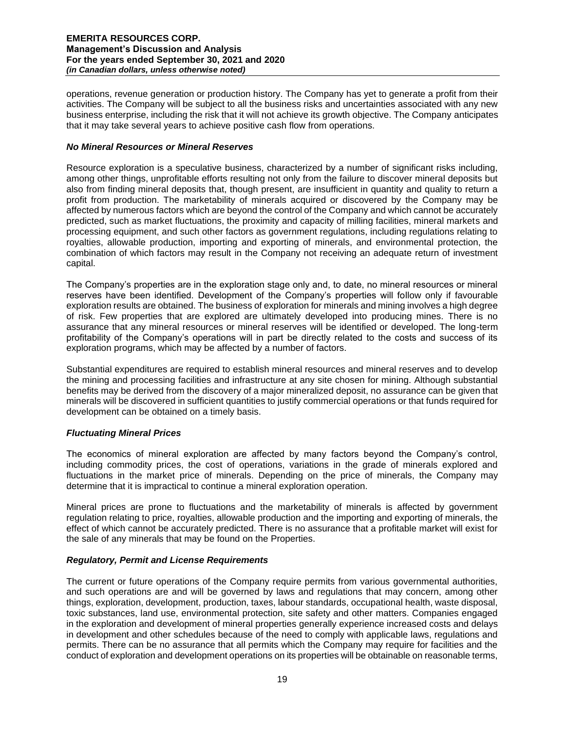operations, revenue generation or production history. The Company has yet to generate a profit from their activities. The Company will be subject to all the business risks and uncertainties associated with any new business enterprise, including the risk that it will not achieve its growth objective. The Company anticipates that it may take several years to achieve positive cash flow from operations.

### *No Mineral Resources or Mineral Reserves*

Resource exploration is a speculative business, characterized by a number of significant risks including, among other things, unprofitable efforts resulting not only from the failure to discover mineral deposits but also from finding mineral deposits that, though present, are insufficient in quantity and quality to return a profit from production. The marketability of minerals acquired or discovered by the Company may be affected by numerous factors which are beyond the control of the Company and which cannot be accurately predicted, such as market fluctuations, the proximity and capacity of milling facilities, mineral markets and processing equipment, and such other factors as government regulations, including regulations relating to royalties, allowable production, importing and exporting of minerals, and environmental protection, the combination of which factors may result in the Company not receiving an adequate return of investment capital.

The Company's properties are in the exploration stage only and, to date, no mineral resources or mineral reserves have been identified. Development of the Company's properties will follow only if favourable exploration results are obtained. The business of exploration for minerals and mining involves a high degree of risk. Few properties that are explored are ultimately developed into producing mines. There is no assurance that any mineral resources or mineral reserves will be identified or developed. The long-term profitability of the Company's operations will in part be directly related to the costs and success of its exploration programs, which may be affected by a number of factors.

Substantial expenditures are required to establish mineral resources and mineral reserves and to develop the mining and processing facilities and infrastructure at any site chosen for mining. Although substantial benefits may be derived from the discovery of a major mineralized deposit, no assurance can be given that minerals will be discovered in sufficient quantities to justify commercial operations or that funds required for development can be obtained on a timely basis.

### *Fluctuating Mineral Prices*

The economics of mineral exploration are affected by many factors beyond the Company's control, including commodity prices, the cost of operations, variations in the grade of minerals explored and fluctuations in the market price of minerals. Depending on the price of minerals, the Company may determine that it is impractical to continue a mineral exploration operation.

Mineral prices are prone to fluctuations and the marketability of minerals is affected by government regulation relating to price, royalties, allowable production and the importing and exporting of minerals, the effect of which cannot be accurately predicted. There is no assurance that a profitable market will exist for the sale of any minerals that may be found on the Properties.

### *Regulatory, Permit and License Requirements*

The current or future operations of the Company require permits from various governmental authorities, and such operations are and will be governed by laws and regulations that may concern, among other things, exploration, development, production, taxes, labour standards, occupational health, waste disposal, toxic substances, land use, environmental protection, site safety and other matters. Companies engaged in the exploration and development of mineral properties generally experience increased costs and delays in development and other schedules because of the need to comply with applicable laws, regulations and permits. There can be no assurance that all permits which the Company may require for facilities and the conduct of exploration and development operations on its properties will be obtainable on reasonable terms,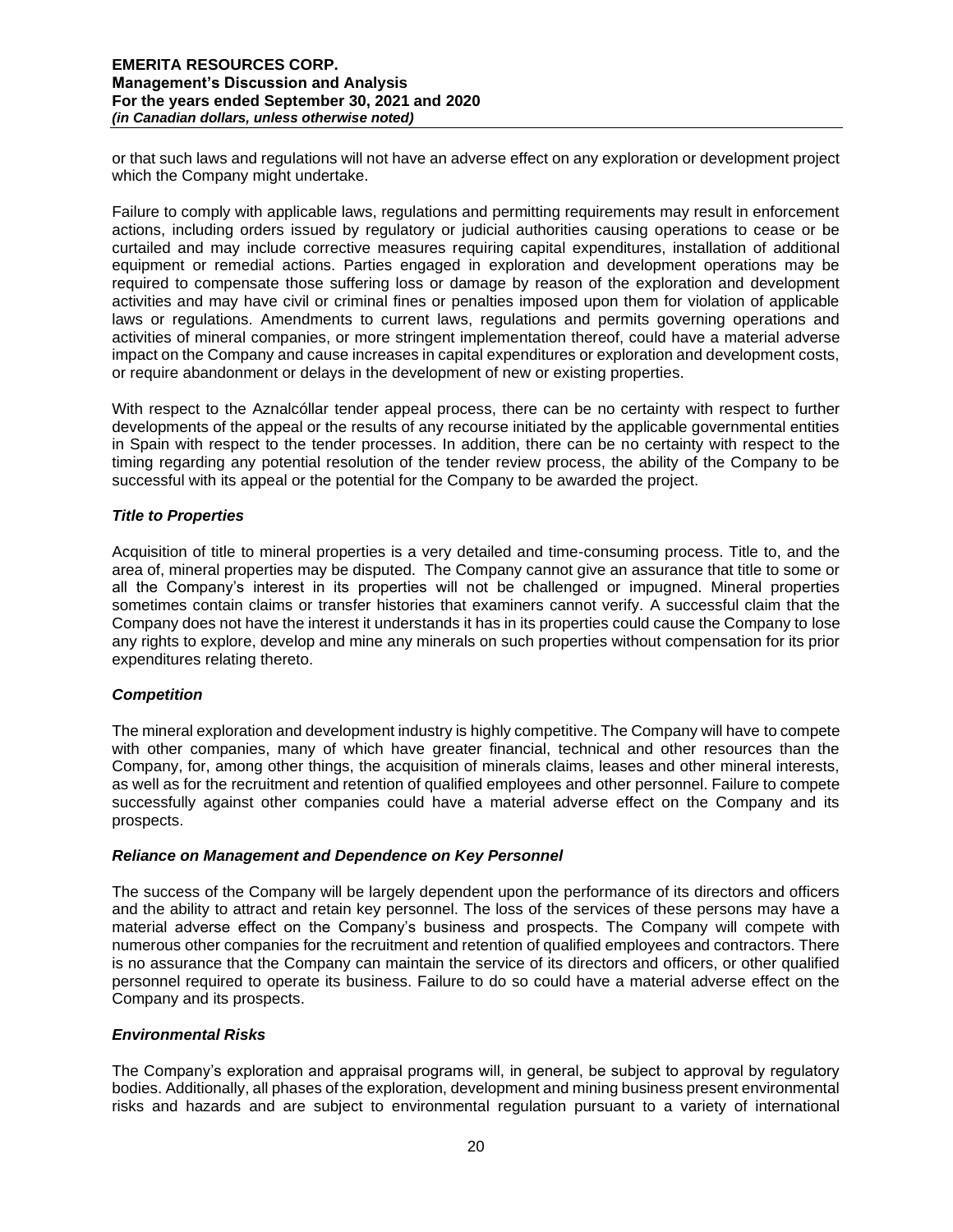or that such laws and regulations will not have an adverse effect on any exploration or development project which the Company might undertake.

Failure to comply with applicable laws, regulations and permitting requirements may result in enforcement actions, including orders issued by regulatory or judicial authorities causing operations to cease or be curtailed and may include corrective measures requiring capital expenditures, installation of additional equipment or remedial actions. Parties engaged in exploration and development operations may be required to compensate those suffering loss or damage by reason of the exploration and development activities and may have civil or criminal fines or penalties imposed upon them for violation of applicable laws or regulations. Amendments to current laws, regulations and permits governing operations and activities of mineral companies, or more stringent implementation thereof, could have a material adverse impact on the Company and cause increases in capital expenditures or exploration and development costs, or require abandonment or delays in the development of new or existing properties.

With respect to the Aznalcóllar tender appeal process, there can be no certainty with respect to further developments of the appeal or the results of any recourse initiated by the applicable governmental entities in Spain with respect to the tender processes. In addition, there can be no certainty with respect to the timing regarding any potential resolution of the tender review process, the ability of the Company to be successful with its appeal or the potential for the Company to be awarded the project.

***Title to Properties***

Acquisition of title to mineral properties is a very detailed and time-consuming process. Title to, and the area of, mineral properties may be disputed. The Company cannot give an assurance that title to some or all the Company's interest in its properties will not be challenged or impugned. Mineral properties sometimes contain claims or transfer histories that examiners cannot verify. A successful claim that the Company does not have the interest it understands it has in its properties could cause the Company to lose any rights to explore, develop and mine any minerals on such properties without compensation for its prior expenditures relating thereto.

***Competition***

The mineral exploration and development industry is highly competitive. The Company will have to compete with other companies, many of which have greater financial, technical and other resources than the Company, for, among other things, the acquisition of minerals claims, leases and other mineral interests, as well as for the recruitment and retention of qualified employees and other personnel. Failure to compete successfully against other companies could have a material adverse effect on the Company and its prospects.

***Reliance on Management and Dependence on Key Personnel***

The success of the Company will be largely dependent upon the performance of its directors and officers and the ability to attract and retain key personnel. The loss of the services of these persons may have a material adverse effect on the Company's business and prospects. The Company will compete with numerous other companies for the recruitment and retention of qualified employees and contractors. There is no assurance that the Company can maintain the service of its directors and officers, or other qualified personnel required to operate its business. Failure to do so could have a material adverse effect on the Company and its prospects.

***Environmental Risks***

The Company's exploration and appraisal programs will, in general, be subject to approval by regulatory bodies. Additionally, all phases of the exploration, development and mining business present environmental risks and hazards and are subject to environmental regulation pursuant to a variety of international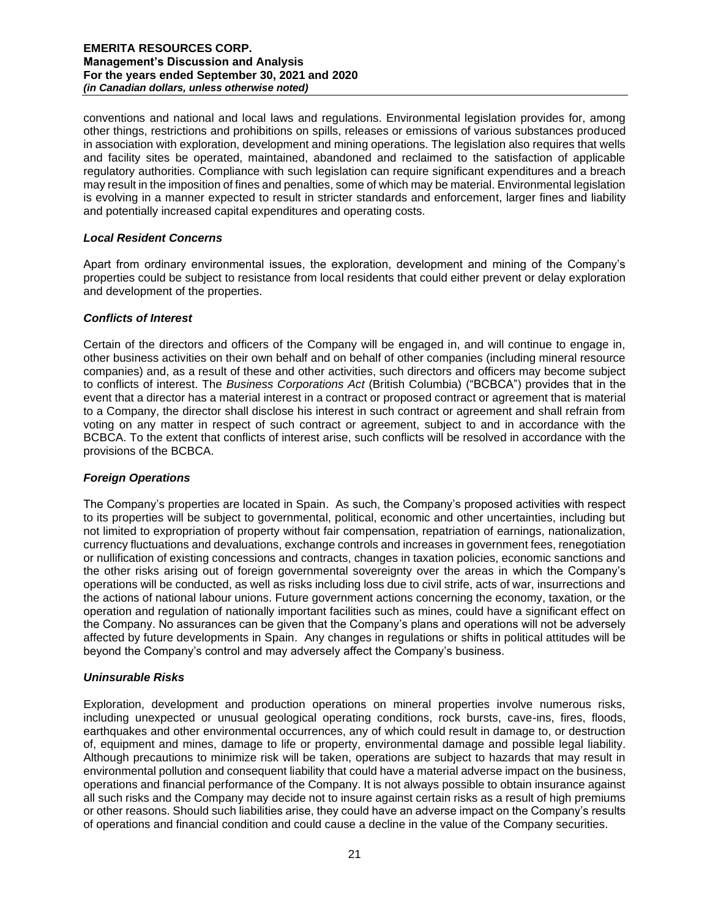conventions and national and local laws and regulations. Environmental legislation provides for, among other things, restrictions and prohibitions on spills, releases or emissions of various substances produced in association with exploration, development and mining operations. The legislation also requires that wells and facility sites be operated, maintained, abandoned and reclaimed to the satisfaction of applicable regulatory authorities. Compliance with such legislation can require significant expenditures and a breach may result in the imposition of fines and penalties, some of which may be material. Environmental legislation is evolving in a manner expected to result in stricter standards and enforcement, larger fines and liability and potentially increased capital expenditures and operating costs.

### *Local Resident Concerns*

Apart from ordinary environmental issues, the exploration, development and mining of the Company's properties could be subject to resistance from local residents that could either prevent or delay exploration and development of the properties.

### *Conflicts of Interest*

Certain of the directors and officers of the Company will be engaged in, and will continue to engage in, other business activities on their own behalf and on behalf of other companies (including mineral resource companies) and, as a result of these and other activities, such directors and officers may become subject to conflicts of interest. The *Business Corporations Act* (British Columbia) ("BCBCA") provides that in the event that a director has a material interest in a contract or proposed contract or agreement that is material to a Company, the director shall disclose his interest in such contract or agreement and shall refrain from voting on any matter in respect of such contract or agreement, subject to and in accordance with the BCBCA. To the extent that conflicts of interest arise, such conflicts will be resolved in accordance with the provisions of the BCBCA.

### *Foreign Operations*

The Company's properties are located in Spain. As such, the Company's proposed activities with respect to its properties will be subject to governmental, political, economic and other uncertainties, including but not limited to expropriation of property without fair compensation, repatriation of earnings, nationalization, currency fluctuations and devaluations, exchange controls and increases in government fees, renegotiation or nullification of existing concessions and contracts, changes in taxation policies, economic sanctions and the other risks arising out of foreign governmental sovereignty over the areas in which the Company's operations will be conducted, as well as risks including loss due to civil strife, acts of war, insurrections and the actions of national labour unions. Future government actions concerning the economy, taxation, or the operation and regulation of nationally important facilities such as mines, could have a significant effect on the Company. No assurances can be given that the Company's plans and operations will not be adversely affected by future developments in Spain. Any changes in regulations or shifts in political attitudes will be beyond the Company's control and may adversely affect the Company's business.

### *Uninsurable Risks*

Exploration, development and production operations on mineral properties involve numerous risks, including unexpected or unusual geological operating conditions, rock bursts, cave-ins, fires, floods, earthquakes and other environmental occurrences, any of which could result in damage to, or destruction of, equipment and mines, damage to life or property, environmental damage and possible legal liability. Although precautions to minimize risk will be taken, operations are subject to hazards that may result in environmental pollution and consequent liability that could have a material adverse impact on the business, operations and financial performance of the Company. It is not always possible to obtain insurance against all such risks and the Company may decide not to insure against certain risks as a result of high premiums or other reasons. Should such liabilities arise, they could have an adverse impact on the Company's results of operations and financial condition and could cause a decline in the value of the Company securities.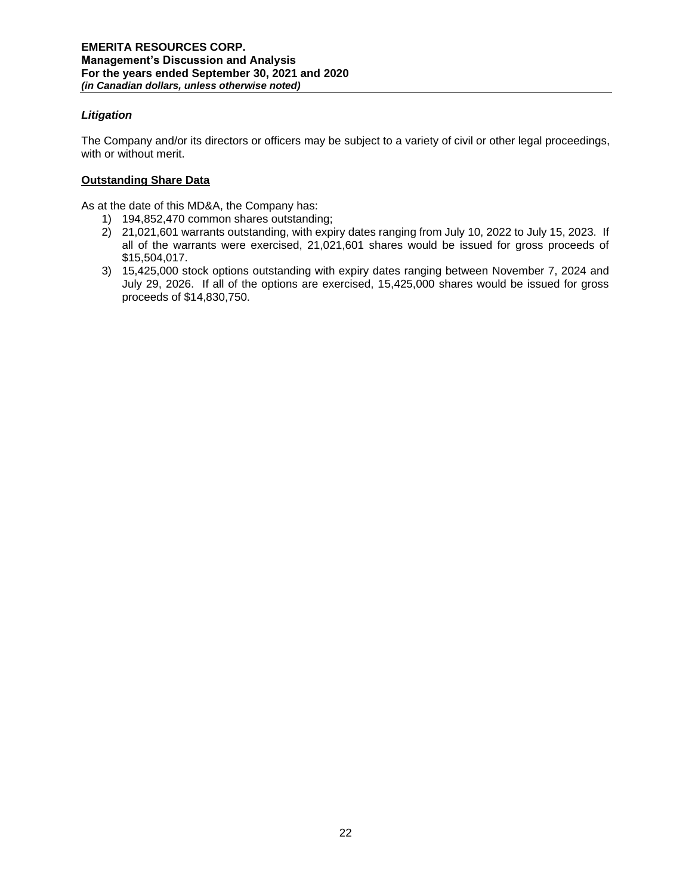### *Litigation*

The Company and/or its directors or officers may be subject to a variety of civil or other legal proceedings, with or without merit.

## Outstanding Share Data

As at the date of this MD&A, the Company has:

1) 194,852,470 common shares outstanding;
2) 21,021,601 warrants outstanding, with expiry dates ranging from July 10, 2022 to July 15, 2023. If all of the warrants were exercised, 21,021,601 shares would be issued for gross proceeds of $15,504,017.
3) 15,425,000 stock options outstanding with expiry dates ranging between November 7, 2024 and July 29, 2026. If all of the options are exercised, 15,425,000 shares would be issued for gross proceeds of $14,830,750.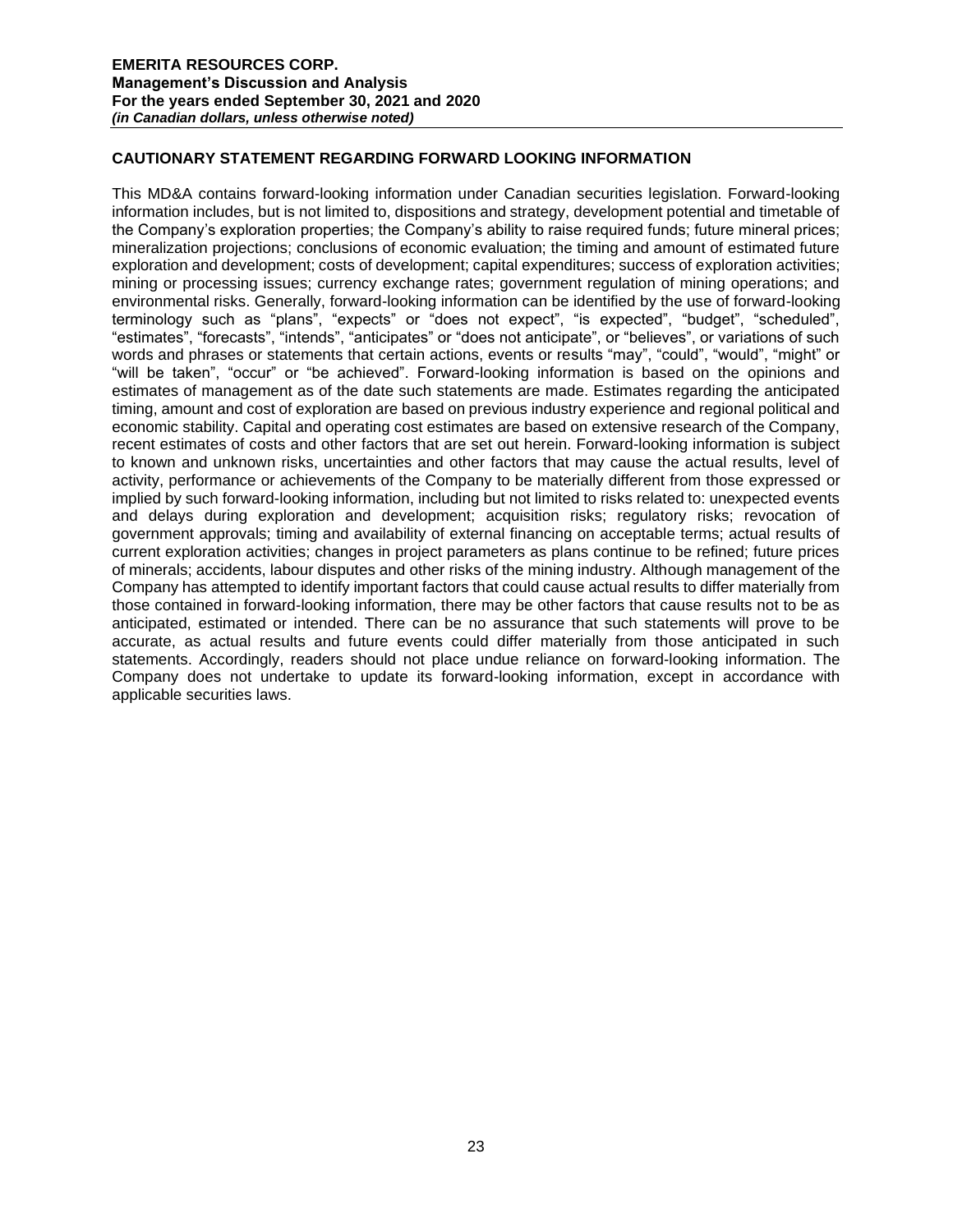## CAUTIONARY STATEMENT REGARDING FORWARD LOOKING INFORMATION

This MD&A contains forward-looking information under Canadian securities legislation. Forward-looking information includes, but is not limited to, dispositions and strategy, development potential and timetable of the Company's exploration properties; the Company's ability to raise required funds; future mineral prices; mineralization projections; conclusions of economic evaluation; the timing and amount of estimated future exploration and development; costs of development; capital expenditures; success of exploration activities; mining or processing issues; currency exchange rates; government regulation of mining operations; and environmental risks. Generally, forward-looking information can be identified by the use of forward-looking terminology such as "plans", "expects" or "does not expect", "is expected", "budget", "scheduled", "estimates", "forecasts", "intends", "anticipates" or "does not anticipate", or "believes", or variations of such words and phrases or statements that certain actions, events or results "may", "could", "would", "might" or "will be taken", "occur" or "be achieved". Forward-looking information is based on the opinions and estimates of management as of the date such statements are made. Estimates regarding the anticipated timing, amount and cost of exploration are based on previous industry experience and regional political and economic stability. Capital and operating cost estimates are based on extensive research of the Company, recent estimates of costs and other factors that are set out herein. Forward-looking information is subject to known and unknown risks, uncertainties and other factors that may cause the actual results, level of activity, performance or achievements of the Company to be materially different from those expressed or implied by such forward-looking information, including but not limited to risks related to: unexpected events and delays during exploration and development; acquisition risks; regulatory risks; revocation of government approvals; timing and availability of external financing on acceptable terms; actual results of current exploration activities; changes in project parameters as plans continue to be refined; future prices of minerals; accidents, labour disputes and other risks of the mining industry. Although management of the Company has attempted to identify important factors that could cause actual results to differ materially from those contained in forward-looking information, there may be other factors that cause results not to be as anticipated, estimated or intended. There can be no assurance that such statements will prove to be accurate, as actual results and future events could differ materially from those anticipated in such statements. Accordingly, readers should not place undue reliance on forward-looking information. The Company does not undertake to update its forward-looking information, except in accordance with applicable securities laws.